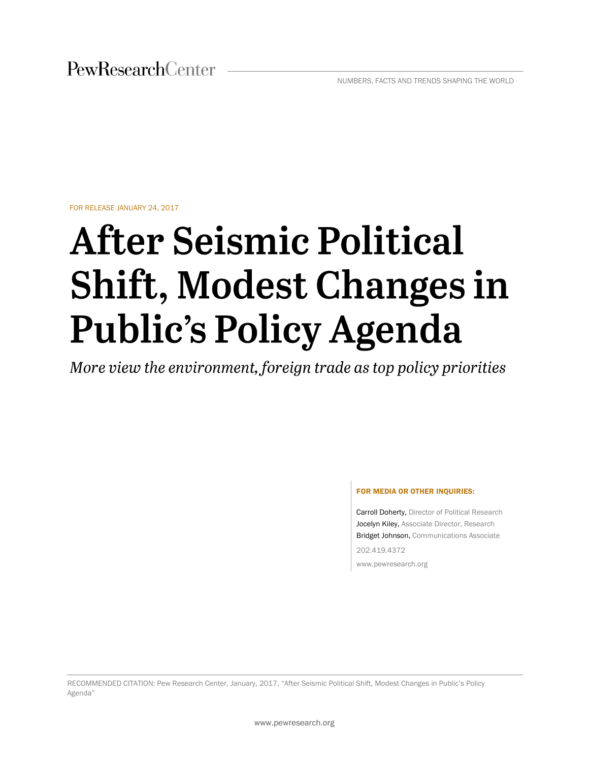PewResearchCenter

NUMBERS, FACTS AND TRENDS SHAPING THE WORLD

FOR RELEASE JANUARY 24, 2017

# After Seismic Political Shift, Modest Changes in Public's Policy Agenda

*More view the environment, foreign trade as top policy priorities*

**FOR MEDIA OR OTHER INQUIRIES:**

Carroll Doherty, Director of Political Research
Jocelyn Kiley, Associate Director, Research
Bridget Johnson, Communications Associate

202.419.4372

www.pewresearch.org

RECOMMENDED CITATION: Pew Research Center, January, 2017, "After Seismic Political Shift, Modest Changes in Public's Policy Agenda"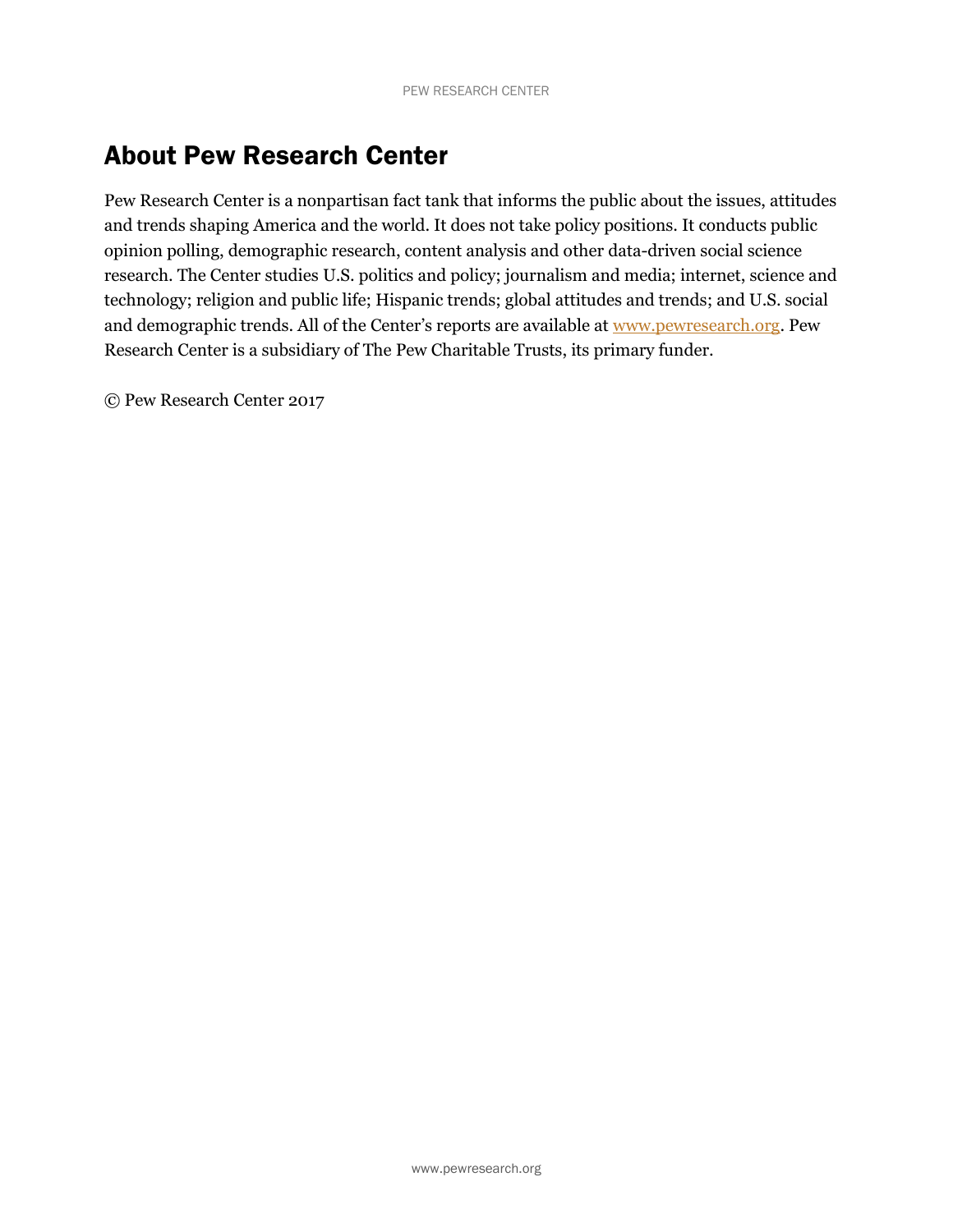# About Pew Research Center

Pew Research Center is a nonpartisan fact tank that informs the public about the issues, attitudes and trends shaping America and the world. It does not take policy positions. It conducts public opinion polling, demographic research, content analysis and other data-driven social science research. The Center studies U.S. politics and policy; journalism and media; internet, science and technology; religion and public life; Hispanic trends; global attitudes and trends; and U.S. social and demographic trends. All of the Center's reports are available at www.pewresearch.org. Pew Research Center is a subsidiary of The Pew Charitable Trusts, its primary funder.

© Pew Research Center 2017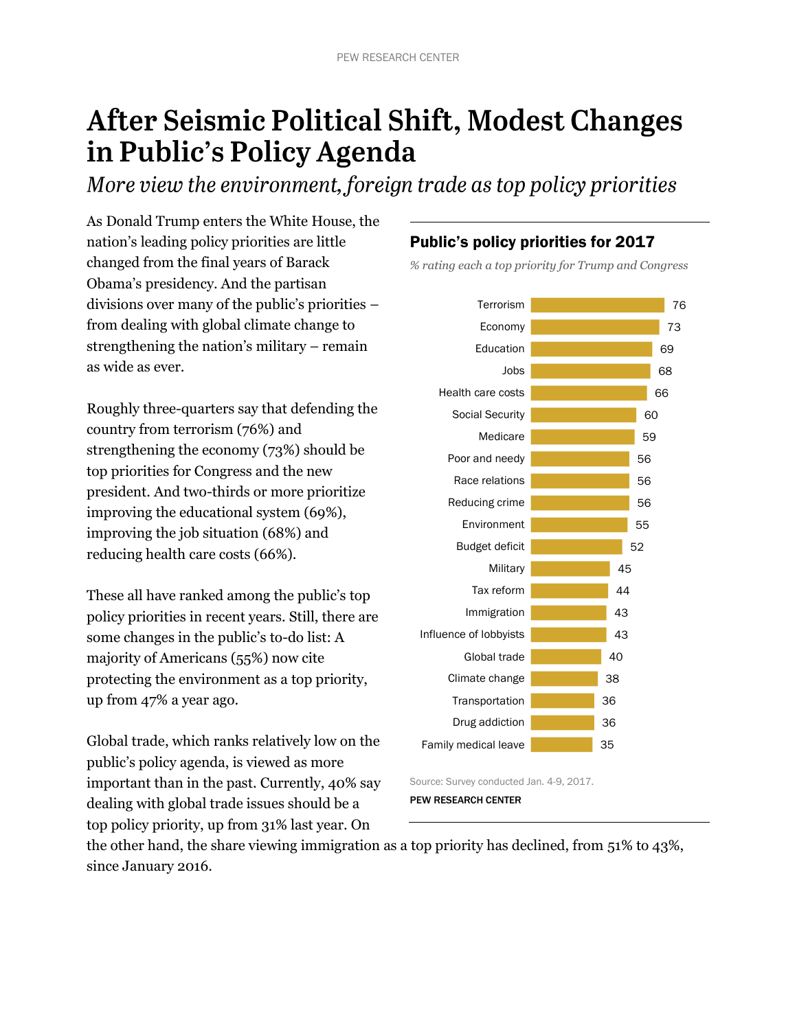# After Seismic Political Shift, Modest Changes in Public's Policy Agenda

*More view the environment, foreign trade as top policy priorities*

As Donald Trump enters the White House, the nation's leading policy priorities are little changed from the final years of Barack Obama's presidency. And the partisan divisions over many of the public's priorities – from dealing with global climate change to strengthening the nation's military – remain as wide as ever.

Roughly three-quarters say that defending the country from terrorism (76%) and strengthening the economy (73%) should be top priorities for Congress and the new president. And two-thirds or more prioritize improving the educational system (69%), improving the job situation (68%) and reducing health care costs (66%).

These all have ranked among the public's top policy priorities in recent years. Still, there are some changes in the public's to-do list: A majority of Americans (55%) now cite protecting the environment as a top priority, up from 47% a year ago.

Global trade, which ranks relatively low on the public's policy agenda, is viewed as more important than in the past. Currently, 40% say dealing with global trade issues should be a top policy priority, up from 31% last year. On the other hand, the share viewing immigration as a top priority has declined, from 51% to 43%, since January 2016.

## Public's policy priorities for 2017

*% rating each a top priority for Trump and Congress*

| Priority | % |
|---|---|
| Terrorism | 76 |
| Economy | 73 |
| Education | 69 |
| Jobs | 68 |
| Health care costs | 66 |
| Social Security | 60 |
| Medicare | 59 |
| Poor and needy | 56 |
| Race relations | 56 |
| Reducing crime | 56 |
| Environment | 55 |
| Budget deficit | 52 |
| Military | 45 |
| Tax reform | 44 |
| Immigration | 43 |
| Influence of lobbyists | 43 |
| Global trade | 40 |
| Climate change | 38 |
| Transportation | 36 |
| Drug addiction | 36 |
| Family medical leave | 35 |

Source: Survey conducted Jan. 4-9, 2017.

PEW RESEARCH CENTER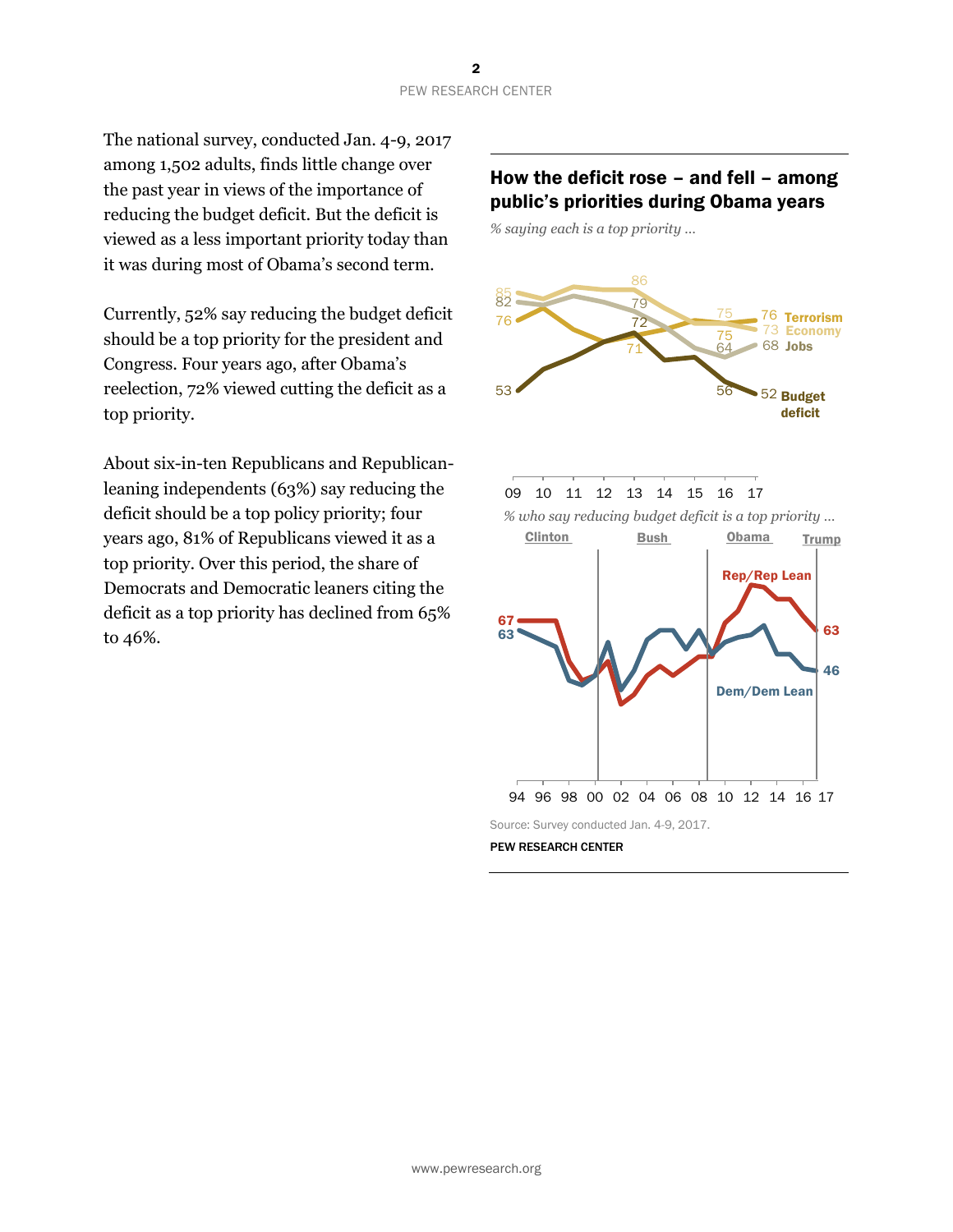The national survey, conducted Jan. 4-9, 2017 among 1,502 adults, finds little change over the past year in views of the importance of reducing the budget deficit. But the deficit is viewed as a less important priority today than it was during most of Obama's second term.

Currently, 52% say reducing the budget deficit should be a top priority for the president and Congress. Four years ago, after Obama's reelection, 72% viewed cutting the deficit as a top priority.

About six-in-ten Republicans and Republican-leaning independents (63%) say reducing the deficit should be a top policy priority; four years ago, 81% of Republicans viewed it as a top priority. Over this period, the share of Democrats and Democratic leaners citing the deficit as a top priority has declined from 65% to 46%.

## How the deficit rose – and fell – among public's priorities during Obama years

*% saying each is a top priority …*

*% who say reducing budget deficit is a top priority …*

Source: Survey conducted Jan. 4-9, 2017.

PEW RESEARCH CENTER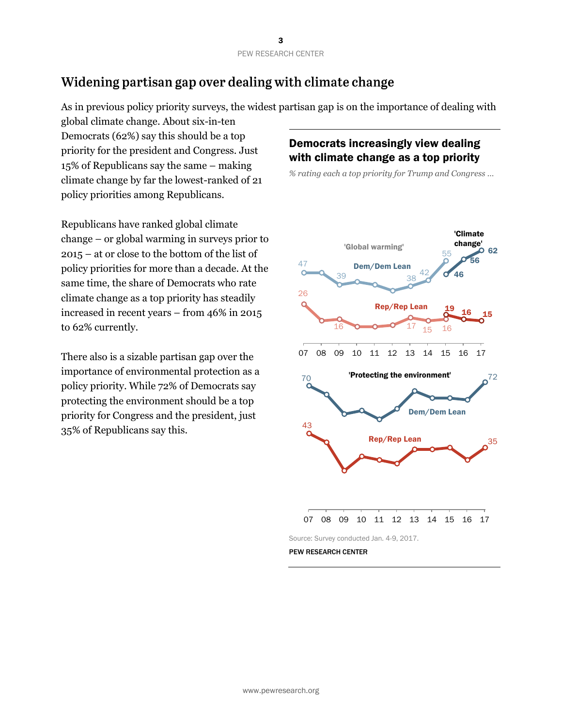## Widening partisan gap over dealing with climate change

As in previous policy priority surveys, the widest partisan gap is on the importance of dealing with global climate change. About six-in-ten Democrats (62%) say this should be a top priority for the president and Congress. Just 15% of Republicans say the same – making climate change by far the lowest-ranked of 21 policy priorities among Republicans.

Republicans have ranked global climate change – or global warming in surveys prior to 2015 – at or close to the bottom of the list of policy priorities for more than a decade. At the same time, the share of Democrats who rate climate change as a top priority has steadily increased in recent years – from 46% in 2015 to 62% currently.

There also is a sizable partisan gap over the importance of environmental protection as a policy priority. While 72% of Democrats say protecting the environment should be a top priority for Congress and the president, just 35% of Republicans say this.

### Democrats increasingly view dealing with climate change as a top priority

*% rating each a top priority for Trump and Congress ...*

'Global warming' / 'Climate change'

Dem/Dem Lean: 47 (07), 39 (09), 38 (13), 42 (14), 55 (15) — 'Climate change': 46 (15), 56 (16), 62 (17)

Rep/Rep Lean: 26 (07), 16 (09), 17 (13), 15 (14), 16 (15) — 'Climate change': 19 (15), 16 (16), 15 (17)

'Protecting the environment'

Dem/Dem Lean: 70 (07), 72 (17)

Rep/Rep Lean: 43 (07), 35 (17)

07 08 09 10 11 12 13 14 15 16 17

Source: Survey conducted Jan. 4-9, 2017.

PEW RESEARCH CENTER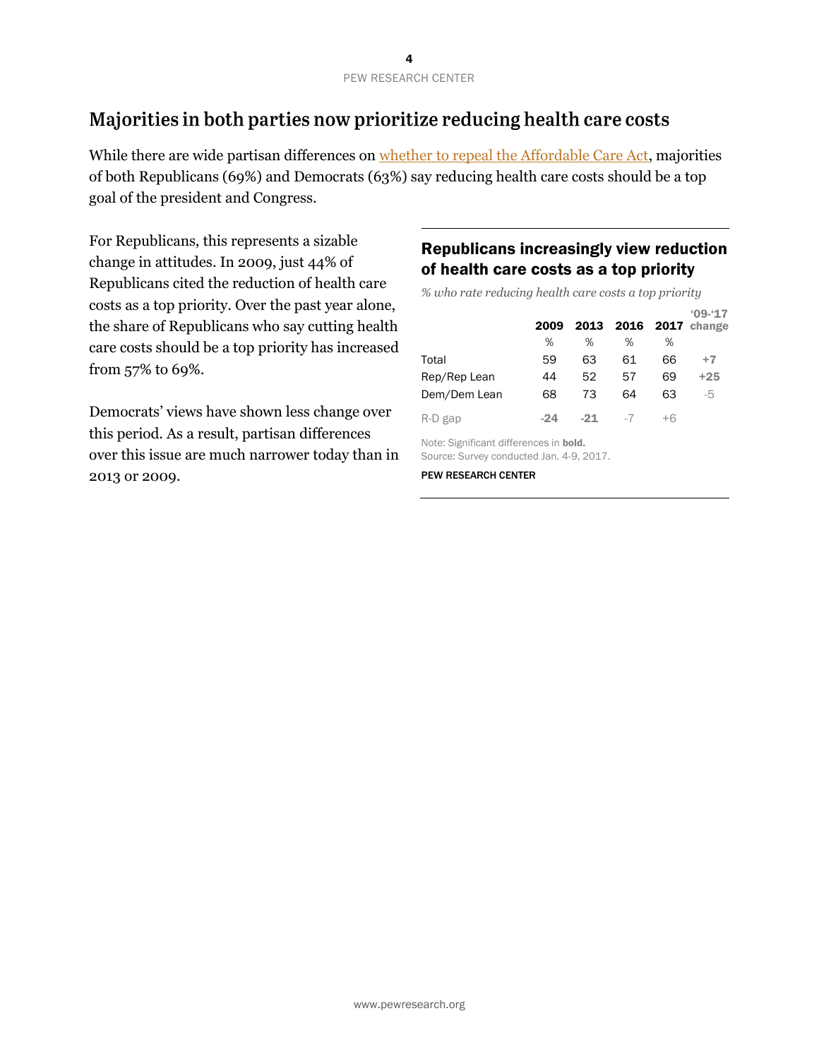## Majorities in both parties now prioritize reducing health care costs

While there are wide partisan differences on whether to repeal the Affordable Care Act, majorities of both Republicans (69%) and Democrats (63%) say reducing health care costs should be a top goal of the president and Congress.

For Republicans, this represents a sizable change in attitudes. In 2009, just 44% of Republicans cited the reduction of health care costs as a top priority. Over the past year alone, the share of Republicans who say cutting health care costs should be a top priority has increased from 57% to 69%.

Democrats' views have shown less change over this period. As a result, partisan differences over this issue are much narrower today than in 2013 or 2009.

### Republicans increasingly view reduction of health care costs as a top priority

*% who rate reducing health care costs a top priority*

| | 2009 | 2013 | 2016 | 2017 | '09-'17 change |
|---|---|---|---|---|---|
| | % | % | % | % | |
| Total | 59 | 63 | 61 | 66 | **+7** |
| Rep/Rep Lean | 44 | 52 | 57 | 69 | **+25** |
| Dem/Dem Lean | 68 | 73 | 64 | 63 | -5 |
| R-D gap | **-24** | **-21** | -7 | +6 | |

Note: Significant differences in **bold.**
Source: Survey conducted Jan. 4-9, 2017.

PEW RESEARCH CENTER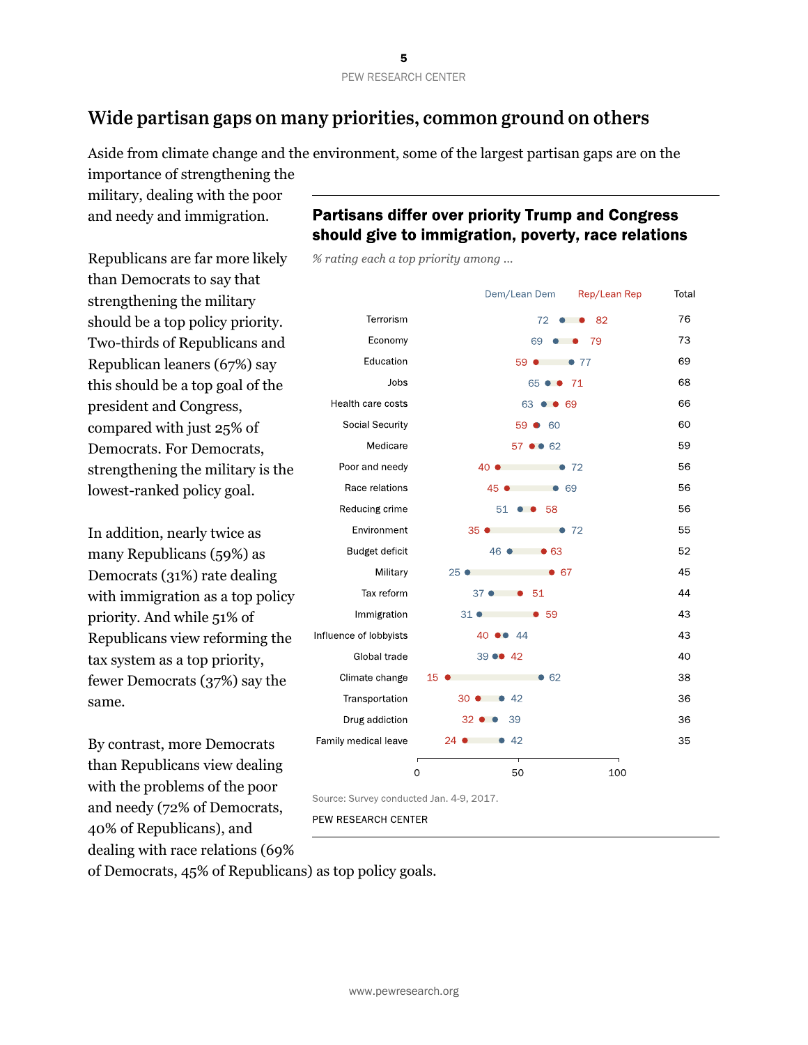## Wide partisan gaps on many priorities, common ground on others

Aside from climate change and the environment, some of the largest partisan gaps are on the importance of strengthening the military, dealing with the poor and needy and immigration.

Republicans are far more likely than Democrats to say that strengthening the military should be a top policy priority. Two-thirds of Republicans and Republican leaners (67%) say this should be a top goal of the president and Congress, compared with just 25% of Democrats. For Democrats, strengthening the military is the lowest-ranked policy goal.

In addition, nearly twice as many Republicans (59%) as Democrats (31%) rate dealing with immigration as a top policy priority. And while 51% of Republicans view reforming the tax system as a top priority, fewer Democrats (37%) say the same.

By contrast, more Democrats than Republicans view dealing with the problems of the poor and needy (72% of Democrats, 40% of Republicans), and dealing with race relations (69% of Democrats, 45% of Republicans) as top policy goals.

**Partisans differ over priority Trump and Congress should give to immigration, poverty, race relations**

*% rating each a top priority among ...*

| | Dem/Lean Dem | Rep/Lean Rep | Total |
|---|---|---|---|
| Terrorism | 72 | 82 | 76 |
| Economy | 69 | 79 | 73 |
| Education | 77 | 59 | 69 |
| Jobs | 65 | 71 | 68 |
| Health care costs | 63 | 69 | 66 |
| Social Security | 60 | 59 | 60 |
| Medicare | 62 | 57 | 59 |
| Poor and needy | 72 | 40 | 56 |
| Race relations | 69 | 45 | 56 |
| Reducing crime | 51 | 58 | 56 |
| Environment | 72 | 35 | 55 |
| Budget deficit | 46 | 63 | 52 |
| Military | 25 | 67 | 45 |
| Tax reform | 37 | 51 | 44 |
| Immigration | 31 | 59 | 43 |
| Influence of lobbyists | 44 | 40 | 43 |
| Global trade | 39 | 42 | 40 |
| Climate change | 62 | 15 | 38 |
| Transportation | 42 | 30 | 36 |
| Drug addiction | 39 | 32 | 36 |
| Family medical leave | 42 | 24 | 35 |

Source: Survey conducted Jan. 4-9, 2017.

PEW RESEARCH CENTER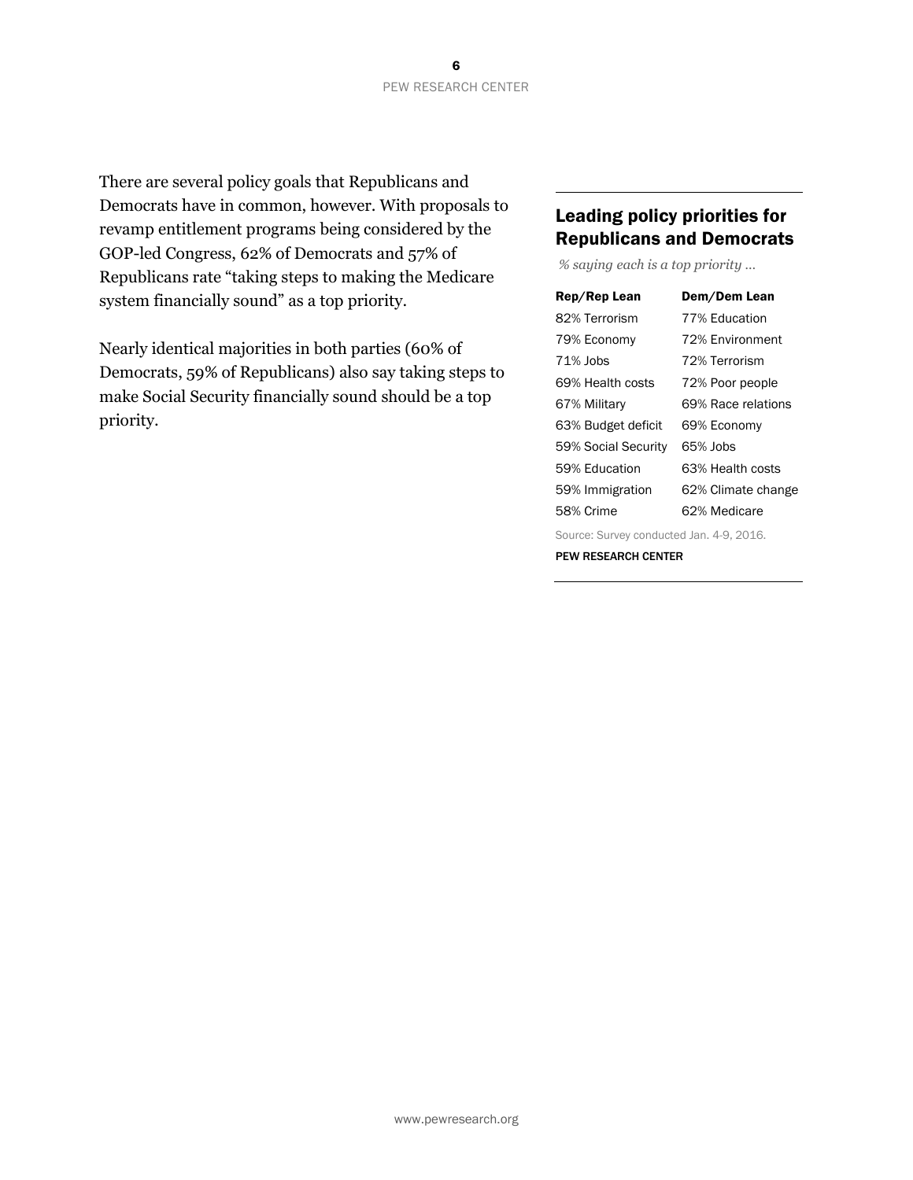There are several policy goals that Republicans and Democrats have in common, however. With proposals to revamp entitlement programs being considered by the GOP-led Congress, 62% of Democrats and 57% of Republicans rate "taking steps to making the Medicare system financially sound" as a top priority.

Nearly identical majorities in both parties (60% of Democrats, 59% of Republicans) also say taking steps to make Social Security financially sound should be a top priority.

## Leading policy priorities for Republicans and Democrats

*% saying each is a top priority …*

| Rep/Rep Lean | Dem/Dem Lean |
|---|---|
| 82% Terrorism | 77% Education |
| 79% Economy | 72% Environment |
| 71% Jobs | 72% Terrorism |
| 69% Health costs | 72% Poor people |
| 67% Military | 69% Race relations |
| 63% Budget deficit | 69% Economy |
| 59% Social Security | 65% Jobs |
| 59% Education | 63% Health costs |
| 59% Immigration | 62% Climate change |
| 58% Crime | 62% Medicare |

Source: Survey conducted Jan. 4-9, 2016.

PEW RESEARCH CENTER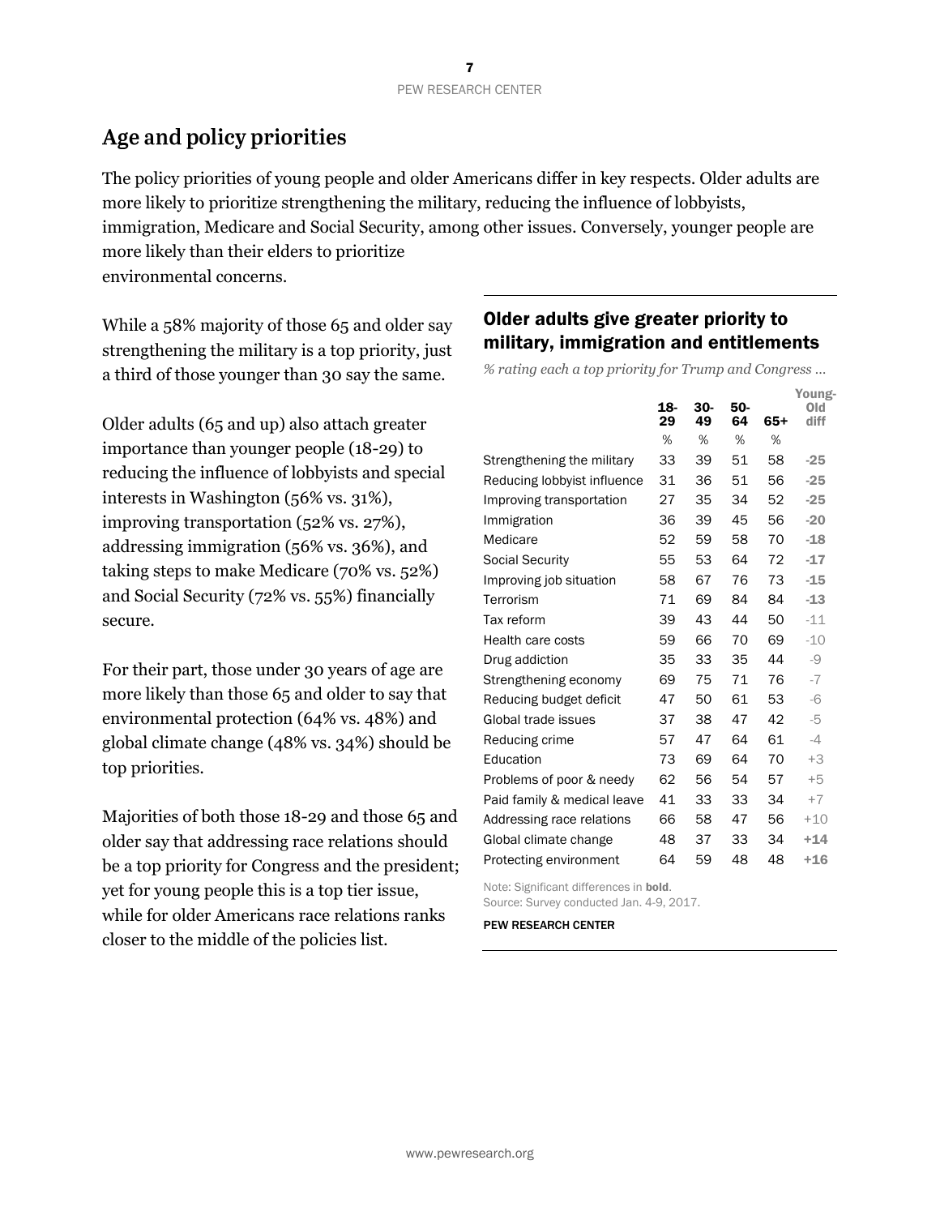## Age and policy priorities

The policy priorities of young people and older Americans differ in key respects. Older adults are more likely to prioritize strengthening the military, reducing the influence of lobbyists, immigration, Medicare and Social Security, among other issues. Conversely, younger people are more likely than their elders to prioritize environmental concerns.

While a 58% majority of those 65 and older say strengthening the military is a top priority, just a third of those younger than 30 say the same.

Older adults (65 and up) also attach greater importance than younger people (18-29) to reducing the influence of lobbyists and special interests in Washington (56% vs. 31%), improving transportation (52% vs. 27%), addressing immigration (56% vs. 36%), and taking steps to make Medicare (70% vs. 52%) and Social Security (72% vs. 55%) financially secure.

For their part, those under 30 years of age are more likely than those 65 and older to say that environmental protection (64% vs. 48%) and global climate change (48% vs. 34%) should be top priorities.

Majorities of both those 18-29 and those 65 and older say that addressing race relations should be a top priority for Congress and the president; yet for young people this is a top tier issue, while for older Americans race relations ranks closer to the middle of the policies list.

### Older adults give greater priority to military, immigration and entitlements

*% rating each a top priority for Trump and Congress …*

| | 18-29 | 30-49 | 50-64 | 65+ | Young-Old diff |
|---|---|---|---|---|---|
| | % | % | % | % | |
| Strengthening the military | 33 | 39 | 51 | 58 | **-25** |
| Reducing lobbyist influence | 31 | 36 | 51 | 56 | **-25** |
| Improving transportation | 27 | 35 | 34 | 52 | **-25** |
| Immigration | 36 | 39 | 45 | 56 | **-20** |
| Medicare | 52 | 59 | 58 | 70 | **-18** |
| Social Security | 55 | 53 | 64 | 72 | **-17** |
| Improving job situation | 58 | 67 | 76 | 73 | **-15** |
| Terrorism | 71 | 69 | 84 | 84 | **-13** |
| Tax reform | 39 | 43 | 44 | 50 | -11 |
| Health care costs | 59 | 66 | 70 | 69 | -10 |
| Drug addiction | 35 | 33 | 35 | 44 | -9 |
| Strengthening economy | 69 | 75 | 71 | 76 | -7 |
| Reducing budget deficit | 47 | 50 | 61 | 53 | -6 |
| Global trade issues | 37 | 38 | 47 | 42 | -5 |
| Reducing crime | 57 | 47 | 64 | 61 | -4 |
| Education | 73 | 69 | 64 | 70 | +3 |
| Problems of poor & needy | 62 | 56 | 54 | 57 | +5 |
| Paid family & medical leave | 41 | 33 | 33 | 34 | +7 |
| Addressing race relations | 66 | 58 | 47 | 56 | +10 |
| Global climate change | 48 | 37 | 33 | 34 | **+14** |
| Protecting environment | 64 | 59 | 48 | 48 | **+16** |

Note: Significant differences in **bold**.
Source: Survey conducted Jan. 4-9, 2017.

PEW RESEARCH CENTER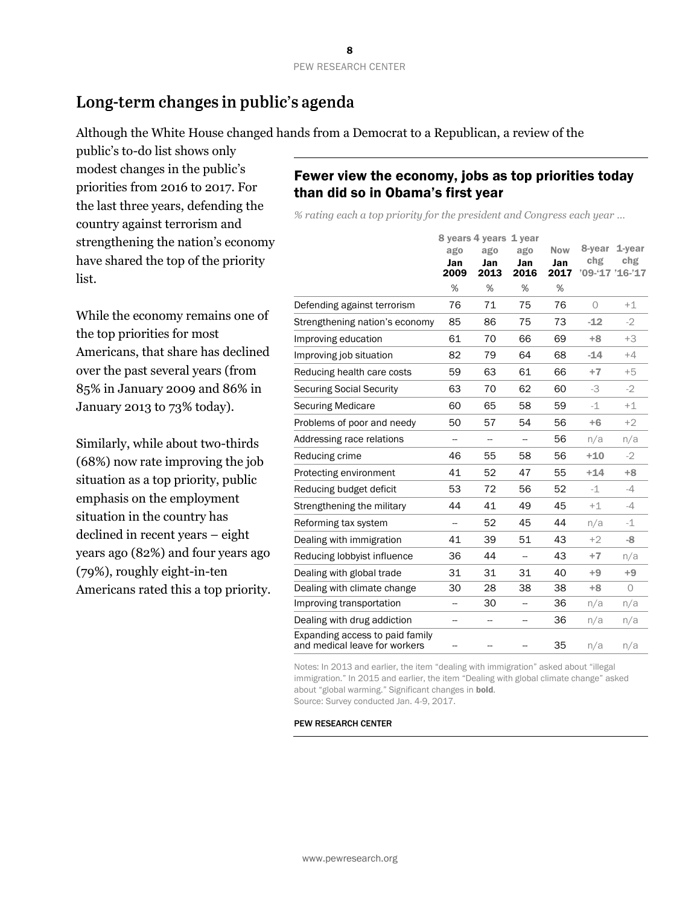## Long-term changes in public's agenda

Although the White House changed hands from a Democrat to a Republican, a review of the public's to-do list shows only modest changes in the public's priorities from 2016 to 2017. For the last three years, defending the country against terrorism and strengthening the nation's economy have shared the top of the priority list.

While the economy remains one of the top priorities for most Americans, that share has declined over the past several years (from 85% in January 2009 and 86% in January 2013 to 73% today).

Similarly, while about two-thirds (68%) now rate improving the job situation as a top priority, public emphasis on the employment situation in the country has declined in recent years – eight years ago (82%) and four years ago (79%), roughly eight-in-ten Americans rated this a top priority.

### Fewer view the economy, jobs as top priorities today than did so in Obama's first year

*% rating each a top priority for the president and Congress each year …*

| | 8 years ago Jan 2009 | 4 years ago Jan 2013 | 1 year ago Jan 2016 | Now Jan 2017 | 8-year chg '09-'17 | 1-year chg '16-'17 |
|---|---|---|---|---|---|---|
| | % | % | % | % | | |
| Defending against terrorism | 76 | 71 | 75 | 76 | 0 | +1 |
| Strengthening nation's economy | 85 | 86 | 75 | 73 | **-12** | -2 |
| Improving education | 61 | 70 | 66 | 69 | **+8** | +3 |
| Improving job situation | 82 | 79 | 64 | 68 | **-14** | +4 |
| Reducing health care costs | 59 | 63 | 61 | 66 | **+7** | +5 |
| Securing Social Security | 63 | 70 | 62 | 60 | -3 | -2 |
| Securing Medicare | 60 | 65 | 58 | 59 | -1 | +1 |
| Problems of poor and needy | 50 | 57 | 54 | 56 | **+6** | +2 |
| Addressing race relations | -- | -- | -- | 56 | n/a | n/a |
| Reducing crime | 46 | 55 | 58 | 56 | **+10** | -2 |
| Protecting environment | 41 | 52 | 47 | 55 | **+14** | **+8** |
| Reducing budget deficit | 53 | 72 | 56 | 52 | -1 | -4 |
| Strengthening the military | 44 | 41 | 49 | 45 | +1 | -4 |
| Reforming tax system | -- | 52 | 45 | 44 | n/a | -1 |
| Dealing with immigration | 41 | 39 | 51 | 43 | +2 | **-8** |
| Reducing lobbyist influence | 36 | 44 | -- | 43 | **+7** | n/a |
| Dealing with global trade | 31 | 31 | 31 | 40 | **+9** | **+9** |
| Dealing with climate change | 30 | 28 | 38 | 38 | **+8** | 0 |
| Improving transportation | -- | 30 | -- | 36 | n/a | n/a |
| Dealing with drug addiction | -- | -- | -- | 36 | n/a | n/a |
| Expanding access to paid family and medical leave for workers | -- | -- | -- | 35 | n/a | n/a |

Notes: In 2013 and earlier, the item "dealing with immigration" asked about "illegal immigration." In 2015 and earlier, the item "Dealing with global climate change" asked about "global warming." Significant changes in **bold**.
Source: Survey conducted Jan. 4-9, 2017.

PEW RESEARCH CENTER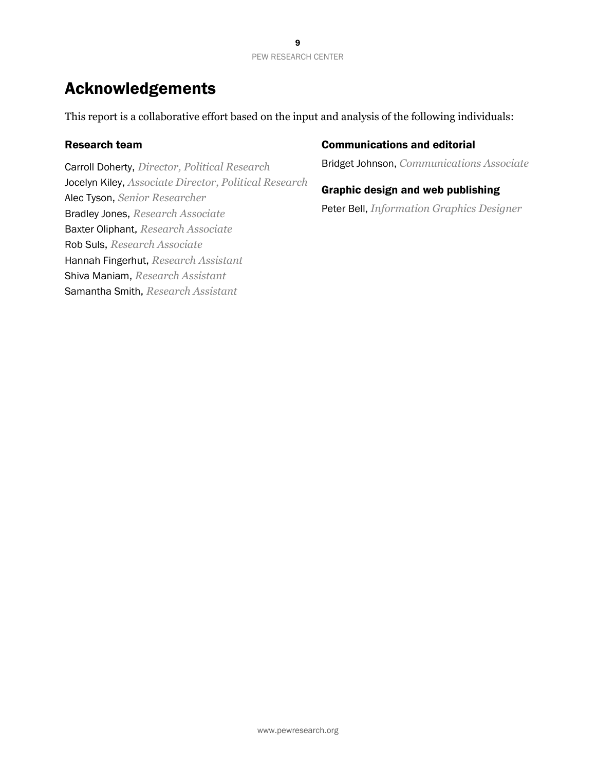# Acknowledgements

This report is a collaborative effort based on the input and analysis of the following individuals:

## Research team

Carroll Doherty, *Director, Political Research*
Jocelyn Kiley, *Associate Director, Political Research*
Alec Tyson, *Senior Researcher*
Bradley Jones, *Research Associate*
Baxter Oliphant, *Research Associate*
Rob Suls, *Research Associate*
Hannah Fingerhut, *Research Assistant*
Shiva Maniam, *Research Assistant*
Samantha Smith, *Research Assistant*

## Communications and editorial

Bridget Johnson, *Communications Associate*

## Graphic design and web publishing

Peter Bell, *Information Graphics Designer*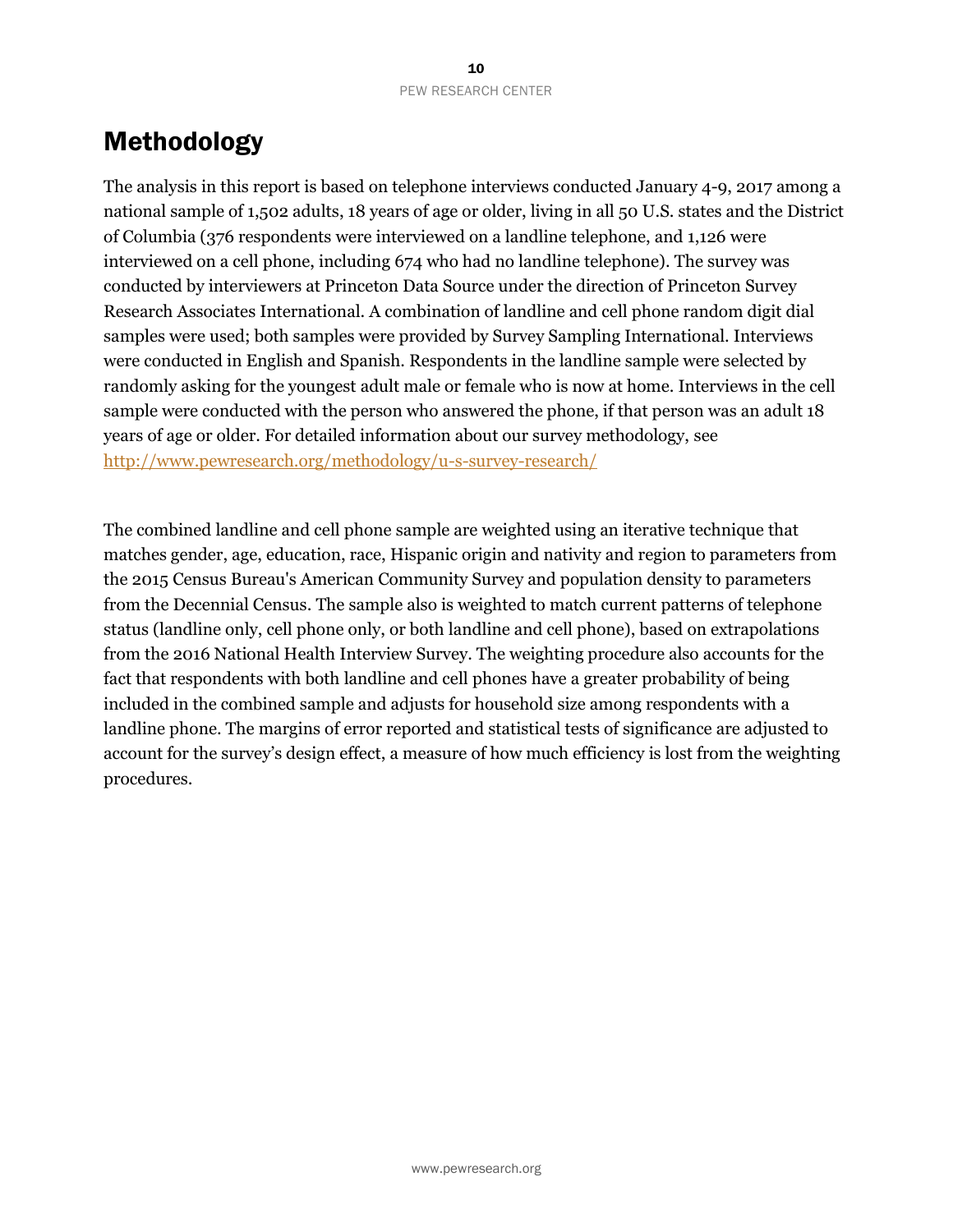# Methodology

The analysis in this report is based on telephone interviews conducted January 4-9, 2017 among a national sample of 1,502 adults, 18 years of age or older, living in all 50 U.S. states and the District of Columbia (376 respondents were interviewed on a landline telephone, and 1,126 were interviewed on a cell phone, including 674 who had no landline telephone). The survey was conducted by interviewers at Princeton Data Source under the direction of Princeton Survey Research Associates International. A combination of landline and cell phone random digit dial samples were used; both samples were provided by Survey Sampling International. Interviews were conducted in English and Spanish. Respondents in the landline sample were selected by randomly asking for the youngest adult male or female who is now at home. Interviews in the cell sample were conducted with the person who answered the phone, if that person was an adult 18 years of age or older. For detailed information about our survey methodology, see [http://www.pewresearch.org/methodology/u-s-survey-research/](http://www.pewresearch.org/methodology/u-s-survey-research/)

The combined landline and cell phone sample are weighted using an iterative technique that matches gender, age, education, race, Hispanic origin and nativity and region to parameters from the 2015 Census Bureau's American Community Survey and population density to parameters from the Decennial Census. The sample also is weighted to match current patterns of telephone status (landline only, cell phone only, or both landline and cell phone), based on extrapolations from the 2016 National Health Interview Survey. The weighting procedure also accounts for the fact that respondents with both landline and cell phones have a greater probability of being included in the combined sample and adjusts for household size among respondents with a landline phone. The margins of error reported and statistical tests of significance are adjusted to account for the survey's design effect, a measure of how much efficiency is lost from the weighting procedures.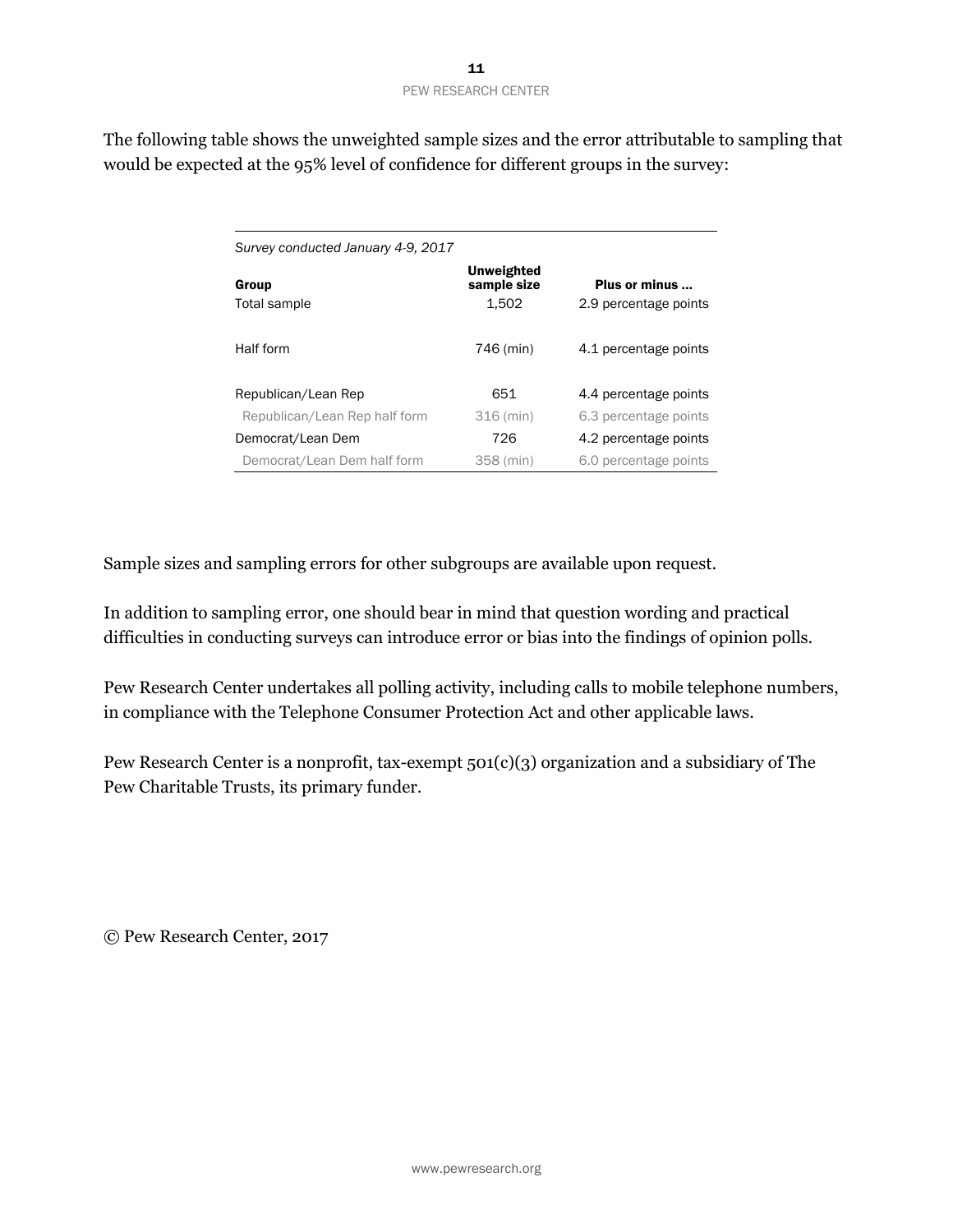The following table shows the unweighted sample sizes and the error attributable to sampling that would be expected at the 95% level of confidence for different groups in the survey:

*Survey conducted January 4-9, 2017*

| Group | Unweighted sample size | Plus or minus ... |
|---|---|---|
| Total sample | 1,502 | 2.9 percentage points |
| Half form | 746 (min) | 4.1 percentage points |
| Republican/Lean Rep | 651 | 4.4 percentage points |
| Republican/Lean Rep half form | 316 (min) | 6.3 percentage points |
| Democrat/Lean Dem | 726 | 4.2 percentage points |
| Democrat/Lean Dem half form | 358 (min) | 6.0 percentage points |

Sample sizes and sampling errors for other subgroups are available upon request.

In addition to sampling error, one should bear in mind that question wording and practical difficulties in conducting surveys can introduce error or bias into the findings of opinion polls.

Pew Research Center undertakes all polling activity, including calls to mobile telephone numbers, in compliance with the Telephone Consumer Protection Act and other applicable laws.

Pew Research Center is a nonprofit, tax-exempt 501(c)(3) organization and a subsidiary of The Pew Charitable Trusts, its primary funder.

© Pew Research Center, 2017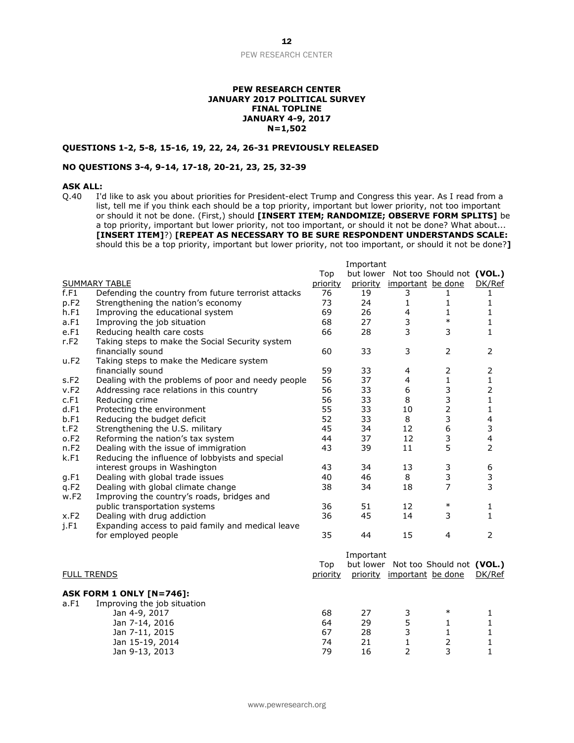**PEW RESEARCH CENTER**
**JANUARY 2017 POLITICAL SURVEY**
**FINAL TOPLINE**
**JANUARY 4-9, 2017**
**N=1,502**

**QUESTIONS 1-2, 5-8, 15-16, 19, 22, 24, 26-31 PREVIOUSLY RELEASED**

**NO QUESTIONS 3-4, 9-14, 17-18, 20-21, 23, 25, 32-39**

**ASK ALL:**

Q.40 I'd like to ask you about priorities for President-elect Trump and Congress this year. As I read from a list, tell me if you think each should be a top priority, important but lower priority, not too important or should it not be done. (First,) should **[INSERT ITEM; RANDOMIZE; OBSERVE FORM SPLITS]** be a top priority, important but lower priority, not too important, or should it not be done? What about... **[INSERT ITEM]**?) **[REPEAT AS NECESSARY TO BE SURE RESPONDENT UNDERSTANDS SCALE:** should this be a top priority, important but lower priority, not too important, or should it not be done?**]**

| | SUMMARY TABLE | Top priority | Important but lower priority | Not too important | Should not be done | (VOL.) DK/Ref |
|---|---|---|---|---|---|---|
| f.F1 | Defending the country from future terrorist attacks | 76 | 19 | 3 | 1 | 1 |
| p.F2 | Strengthening the nation's economy | 73 | 24 | 1 | 1 | 1 |
| h.F1 | Improving the educational system | 69 | 26 | 4 | 1 | 1 |
| a.F1 | Improving the job situation | 68 | 27 | 3 | * | 1 |
| e.F1 | Reducing health care costs | 66 | 28 | 3 | 3 | 1 |
| r.F2 | Taking steps to make the Social Security system financially sound | 60 | 33 | 3 | 2 | 2 |
| u.F2 | Taking steps to make the Medicare system financially sound | 59 | 33 | 4 | 2 | 2 |
| s.F2 | Dealing with the problems of poor and needy people | 56 | 37 | 4 | 1 | 1 |
| v.F2 | Addressing race relations in this country | 56 | 33 | 6 | 3 | 2 |
| c.F1 | Reducing crime | 56 | 33 | 8 | 3 | 1 |
| d.F1 | Protecting the environment | 55 | 33 | 10 | 2 | 1 |
| b.F1 | Reducing the budget deficit | 52 | 33 | 8 | 3 | 4 |
| t.F2 | Strengthening the U.S. military | 45 | 34 | 12 | 6 | 3 |
| o.F2 | Reforming the nation's tax system | 44 | 37 | 12 | 3 | 4 |
| n.F2 | Dealing with the issue of immigration | 43 | 39 | 11 | 5 | 2 |
| k.F1 | Reducing the influence of lobbyists and special interest groups in Washington | 43 | 34 | 13 | 3 | 6 |
| g.F1 | Dealing with global trade issues | 40 | 46 | 8 | 3 | 3 |
| q.F2 | Dealing with global climate change | 38 | 34 | 18 | 7 | 3 |
| w.F2 | Improving the country's roads, bridges and public transportation systems | 36 | 51 | 12 | * | 1 |
| x.F2 | Dealing with drug addiction | 36 | 45 | 14 | 3 | 1 |
| j.F1 | Expanding access to paid family and medical leave for employed people | 35 | 44 | 15 | 4 | 2 |

| | FULL TRENDS | Top priority | Important but lower priority | Not too important | Should not be done | (VOL.) DK/Ref |
|---|---|---|---|---|---|---|
| | **ASK FORM 1 ONLY [N=746]:** | | | | | |
| a.F1 | Improving the job situation | | | | | |
| | Jan 4-9, 2017 | 68 | 27 | 3 | * | 1 |
| | Jan 7-14, 2016 | 64 | 29 | 5 | 1 | 1 |
| | Jan 7-11, 2015 | 67 | 28 | 3 | 1 | 1 |
| | Jan 15-19, 2014 | 74 | 21 | 1 | 2 | 1 |
| | Jan 9-13, 2013 | 79 | 16 | 2 | 3 | 1 |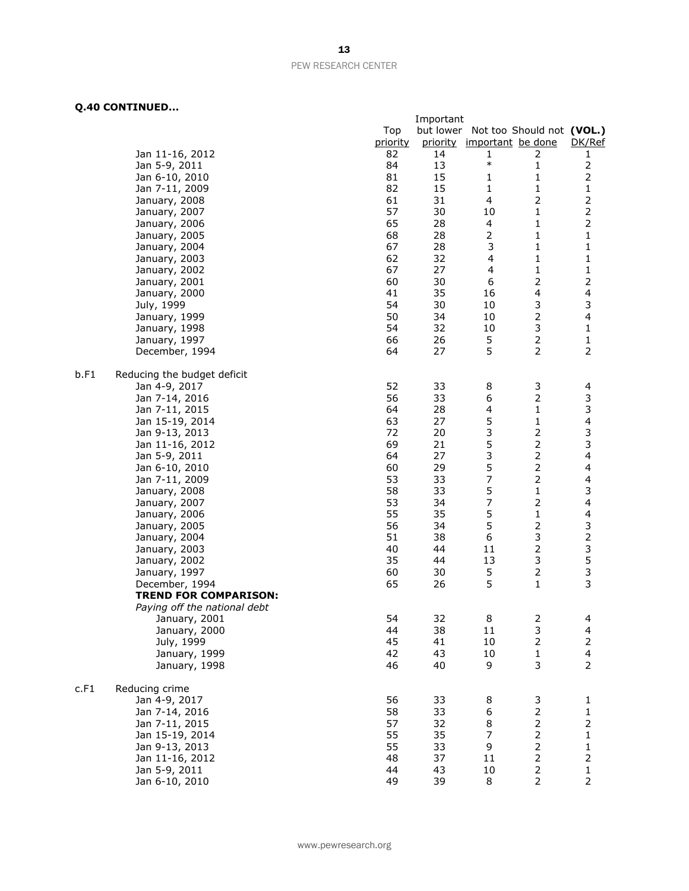**Q.40 CONTINUED...**

| | | Top priority | Important but lower priority | Not too important | Should not be done | (VOL.) DK/Ref |
|---|---|---|---|---|---|---|
| | Jan 11-16, 2012 | 82 | 14 | 1 | 2 | 1 |
| | Jan 5-9, 2011 | 84 | 13 | * | 1 | 2 |
| | Jan 6-10, 2010 | 81 | 15 | 1 | 1 | 2 |
| | Jan 7-11, 2009 | 82 | 15 | 1 | 1 | 1 |
| | January, 2008 | 61 | 31 | 4 | 2 | 2 |
| | January, 2007 | 57 | 30 | 10 | 1 | 2 |
| | January, 2006 | 65 | 28 | 4 | 1 | 2 |
| | January, 2005 | 68 | 28 | 2 | 1 | 1 |
| | January, 2004 | 67 | 28 | 3 | 1 | 1 |
| | January, 2003 | 62 | 32 | 4 | 1 | 1 |
| | January, 2002 | 67 | 27 | 4 | 1 | 1 |
| | January, 2001 | 60 | 30 | 6 | 2 | 2 |
| | January, 2000 | 41 | 35 | 16 | 4 | 4 |
| | July, 1999 | 54 | 30 | 10 | 3 | 3 |
| | January, 1999 | 50 | 34 | 10 | 2 | 4 |
| | January, 1998 | 54 | 32 | 10 | 3 | 1 |
| | January, 1997 | 66 | 26 | 5 | 2 | 1 |
| | December, 1994 | 64 | 27 | 5 | 2 | 2 |
| b.F1 | Reducing the budget deficit | | | | | |
| | Jan 4-9, 2017 | 52 | 33 | 8 | 3 | 4 |
| | Jan 7-14, 2016 | 56 | 33 | 6 | 2 | 3 |
| | Jan 7-11, 2015 | 64 | 28 | 4 | 1 | 3 |
| | Jan 15-19, 2014 | 63 | 27 | 5 | 1 | 4 |
| | Jan 9-13, 2013 | 72 | 20 | 3 | 2 | 3 |
| | Jan 11-16, 2012 | 69 | 21 | 5 | 2 | 3 |
| | Jan 5-9, 2011 | 64 | 27 | 3 | 2 | 4 |
| | Jan 6-10, 2010 | 60 | 29 | 5 | 2 | 4 |
| | Jan 7-11, 2009 | 53 | 33 | 7 | 2 | 4 |
| | January, 2008 | 58 | 33 | 5 | 1 | 3 |
| | January, 2007 | 53 | 34 | 7 | 2 | 4 |
| | January, 2006 | 55 | 35 | 5 | 1 | 4 |
| | January, 2005 | 56 | 34 | 5 | 2 | 3 |
| | January, 2004 | 51 | 38 | 6 | 3 | 2 |
| | January, 2003 | 40 | 44 | 11 | 2 | 3 |
| | January, 2002 | 35 | 44 | 13 | 3 | 5 |
| | January, 1997 | 60 | 30 | 5 | 2 | 3 |
| | December, 1994 | 65 | 26 | 5 | 1 | 3 |
| | **TREND FOR COMPARISON:** | | | | | |
| | *Paying off the national debt* | | | | | |
| | January, 2001 | 54 | 32 | 8 | 2 | 4 |
| | January, 2000 | 44 | 38 | 11 | 3 | 4 |
| | July, 1999 | 45 | 41 | 10 | 2 | 2 |
| | January, 1999 | 42 | 43 | 10 | 1 | 4 |
| | January, 1998 | 46 | 40 | 9 | 3 | 2 |
| c.F1 | Reducing crime | | | | | |
| | Jan 4-9, 2017 | 56 | 33 | 8 | 3 | 1 |
| | Jan 7-14, 2016 | 58 | 33 | 6 | 2 | 1 |
| | Jan 7-11, 2015 | 57 | 32 | 8 | 2 | 2 |
| | Jan 15-19, 2014 | 55 | 35 | 7 | 2 | 1 |
| | Jan 9-13, 2013 | 55 | 33 | 9 | 2 | 1 |
| | Jan 11-16, 2012 | 48 | 37 | 11 | 2 | 2 |
| | Jan 5-9, 2011 | 44 | 43 | 10 | 2 | 1 |
| | Jan 6-10, 2010 | 49 | 39 | 8 | 2 | 2 |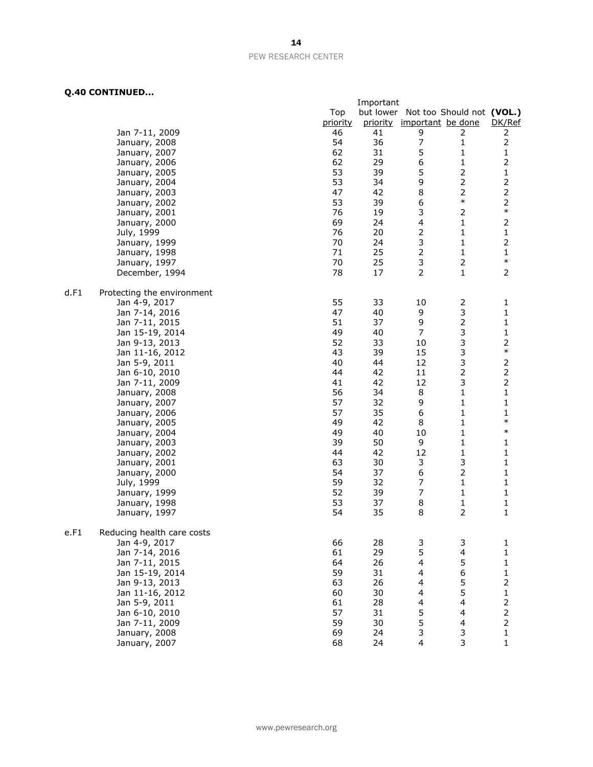**Q.40 CONTINUED...**

| | | Top priority | Important but lower priority | Not too important | Should not be done | (VOL.) DK/Ref |
|---|---|---|---|---|---|---|
| | Jan 7-11, 2009 | 46 | 41 | 9 | 2 | 2 |
| | January, 2008 | 54 | 36 | 7 | 1 | 2 |
| | January, 2007 | 62 | 31 | 5 | 1 | 1 |
| | January, 2006 | 62 | 29 | 6 | 1 | 2 |
| | January, 2005 | 53 | 39 | 5 | 2 | 1 |
| | January, 2004 | 53 | 34 | 9 | 2 | 2 |
| | January, 2003 | 47 | 42 | 8 | 2 | 2 |
| | January, 2002 | 53 | 39 | 6 | * | 2 |
| | January, 2001 | 76 | 19 | 3 | 2 | * |
| | January, 2000 | 69 | 24 | 4 | 1 | 2 |
| | July, 1999 | 76 | 20 | 2 | 1 | 1 |
| | January, 1999 | 70 | 24 | 3 | 1 | 2 |
| | January, 1998 | 71 | 25 | 2 | 1 | 1 |
| | January, 1997 | 70 | 25 | 3 | 2 | * |
| | December, 1994 | 78 | 17 | 2 | 1 | 2 |
| d.F1 | Protecting the environment | | | | | |
| | Jan 4-9, 2017 | 55 | 33 | 10 | 2 | 1 |
| | Jan 7-14, 2016 | 47 | 40 | 9 | 3 | 1 |
| | Jan 7-11, 2015 | 51 | 37 | 9 | 2 | 1 |
| | Jan 15-19, 2014 | 49 | 40 | 7 | 3 | 1 |
| | Jan 9-13, 2013 | 52 | 33 | 10 | 3 | 2 |
| | Jan 11-16, 2012 | 43 | 39 | 15 | 3 | * |
| | Jan 5-9, 2011 | 40 | 44 | 12 | 3 | 2 |
| | Jan 6-10, 2010 | 44 | 42 | 11 | 2 | 2 |
| | Jan 7-11, 2009 | 41 | 42 | 12 | 3 | 2 |
| | January, 2008 | 56 | 34 | 8 | 1 | 1 |
| | January, 2007 | 57 | 32 | 9 | 1 | 1 |
| | January, 2006 | 57 | 35 | 6 | 1 | 1 |
| | January, 2005 | 49 | 42 | 8 | 1 | * |
| | January, 2004 | 49 | 40 | 10 | 1 | * |
| | January, 2003 | 39 | 50 | 9 | 1 | 1 |
| | January, 2002 | 44 | 42 | 12 | 1 | 1 |
| | January, 2001 | 63 | 30 | 3 | 3 | 1 |
| | January, 2000 | 54 | 37 | 6 | 2 | 1 |
| | July, 1999 | 59 | 32 | 7 | 1 | 1 |
| | January, 1999 | 52 | 39 | 7 | 1 | 1 |
| | January, 1998 | 53 | 37 | 8 | 1 | 1 |
| | January, 1997 | 54 | 35 | 8 | 2 | 1 |
| e.F1 | Reducing health care costs | | | | | |
| | Jan 4-9, 2017 | 66 | 28 | 3 | 3 | 1 |
| | Jan 7-14, 2016 | 61 | 29 | 5 | 4 | 1 |
| | Jan 7-11, 2015 | 64 | 26 | 4 | 5 | 1 |
| | Jan 15-19, 2014 | 59 | 31 | 4 | 6 | 1 |
| | Jan 9-13, 2013 | 63 | 26 | 4 | 5 | 2 |
| | Jan 11-16, 2012 | 60 | 30 | 4 | 5 | 1 |
| | Jan 5-9, 2011 | 61 | 28 | 4 | 4 | 2 |
| | Jan 6-10, 2010 | 57 | 31 | 5 | 4 | 2 |
| | Jan 7-11, 2009 | 59 | 30 | 5 | 4 | 2 |
| | January, 2008 | 69 | 24 | 3 | 3 | 1 |
| | January, 2007 | 68 | 24 | 4 | 3 | 1 |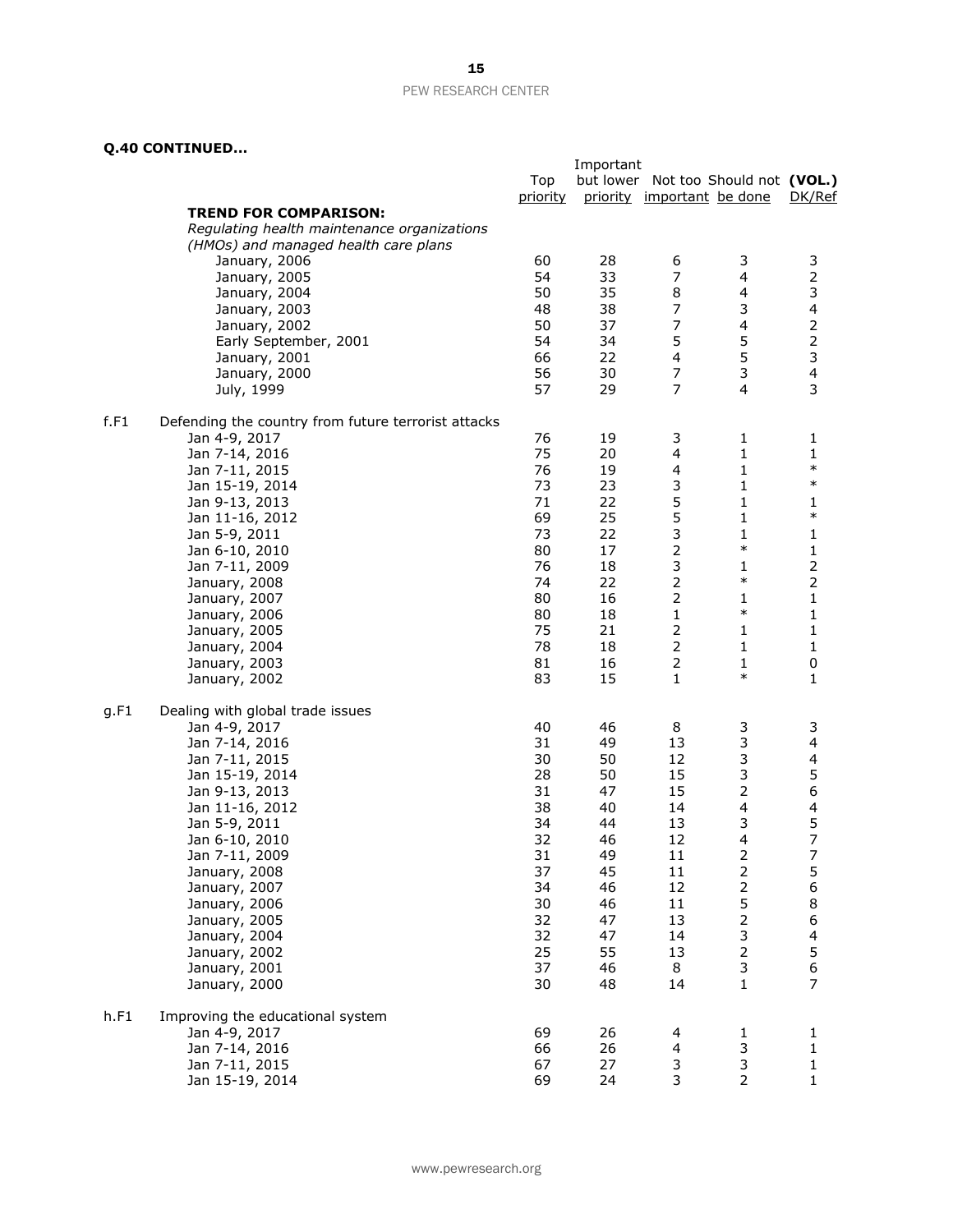**Q.40 CONTINUED…**

| | | Top priority | Important but lower priority | Not too important | Should not be done | (VOL.) DK/Ref |
|---|---|---|---|---|---|---|
| | **TREND FOR COMPARISON:** *Regulating health maintenance organizations (HMOs) and managed health care plans* | | | | | |
| | January, 2006 | 60 | 28 | 6 | 3 | 3 |
| | January, 2005 | 54 | 33 | 7 | 4 | 2 |
| | January, 2004 | 50 | 35 | 8 | 4 | 3 |
| | January, 2003 | 48 | 38 | 7 | 3 | 4 |
| | January, 2002 | 50 | 37 | 7 | 4 | 2 |
| | Early September, 2001 | 54 | 34 | 5 | 5 | 2 |
| | January, 2001 | 66 | 22 | 4 | 5 | 3 |
| | January, 2000 | 56 | 30 | 7 | 3 | 4 |
| | July, 1999 | 57 | 29 | 7 | 4 | 3 |
| f.F1 | Defending the country from future terrorist attacks | | | | | |
| | Jan 4-9, 2017 | 76 | 19 | 3 | 1 | 1 |
| | Jan 7-14, 2016 | 75 | 20 | 4 | 1 | 1 |
| | Jan 7-11, 2015 | 76 | 19 | 4 | 1 | * |
| | Jan 15-19, 2014 | 73 | 23 | 3 | 1 | * |
| | Jan 9-13, 2013 | 71 | 22 | 5 | 1 | 1 |
| | Jan 11-16, 2012 | 69 | 25 | 5 | 1 | * |
| | Jan 5-9, 2011 | 73 | 22 | 3 | 1 | 1 |
| | Jan 6-10, 2010 | 80 | 17 | 2 | * | 1 |
| | Jan 7-11, 2009 | 76 | 18 | 3 | 1 | 2 |
| | January, 2008 | 74 | 22 | 2 | * | 2 |
| | January, 2007 | 80 | 16 | 2 | 1 | 1 |
| | January, 2006 | 80 | 18 | 1 | * | 1 |
| | January, 2005 | 75 | 21 | 2 | 1 | 1 |
| | January, 2004 | 78 | 18 | 2 | 1 | 1 |
| | January, 2003 | 81 | 16 | 2 | 1 | 0 |
| | January, 2002 | 83 | 15 | 1 | * | 1 |
| g.F1 | Dealing with global trade issues | | | | | |
| | Jan 4-9, 2017 | 40 | 46 | 8 | 3 | 3 |
| | Jan 7-14, 2016 | 31 | 49 | 13 | 3 | 4 |
| | Jan 7-11, 2015 | 30 | 50 | 12 | 3 | 4 |
| | Jan 15-19, 2014 | 28 | 50 | 15 | 3 | 5 |
| | Jan 9-13, 2013 | 31 | 47 | 15 | 2 | 6 |
| | Jan 11-16, 2012 | 38 | 40 | 14 | 4 | 4 |
| | Jan 5-9, 2011 | 34 | 44 | 13 | 3 | 5 |
| | Jan 6-10, 2010 | 32 | 46 | 12 | 4 | 7 |
| | Jan 7-11, 2009 | 31 | 49 | 11 | 2 | 7 |
| | January, 2008 | 37 | 45 | 11 | 2 | 5 |
| | January, 2007 | 34 | 46 | 12 | 2 | 6 |
| | January, 2006 | 30 | 46 | 11 | 5 | 8 |
| | January, 2005 | 32 | 47 | 13 | 2 | 6 |
| | January, 2004 | 32 | 47 | 14 | 3 | 4 |
| | January, 2002 | 25 | 55 | 13 | 2 | 5 |
| | January, 2001 | 37 | 46 | 8 | 3 | 6 |
| | January, 2000 | 30 | 48 | 14 | 1 | 7 |
| h.F1 | Improving the educational system | | | | | |
| | Jan 4-9, 2017 | 69 | 26 | 4 | 1 | 1 |
| | Jan 7-14, 2016 | 66 | 26 | 4 | 3 | 1 |
| | Jan 7-11, 2015 | 67 | 27 | 3 | 3 | 1 |
| | Jan 15-19, 2014 | 69 | 24 | 3 | 2 | 1 |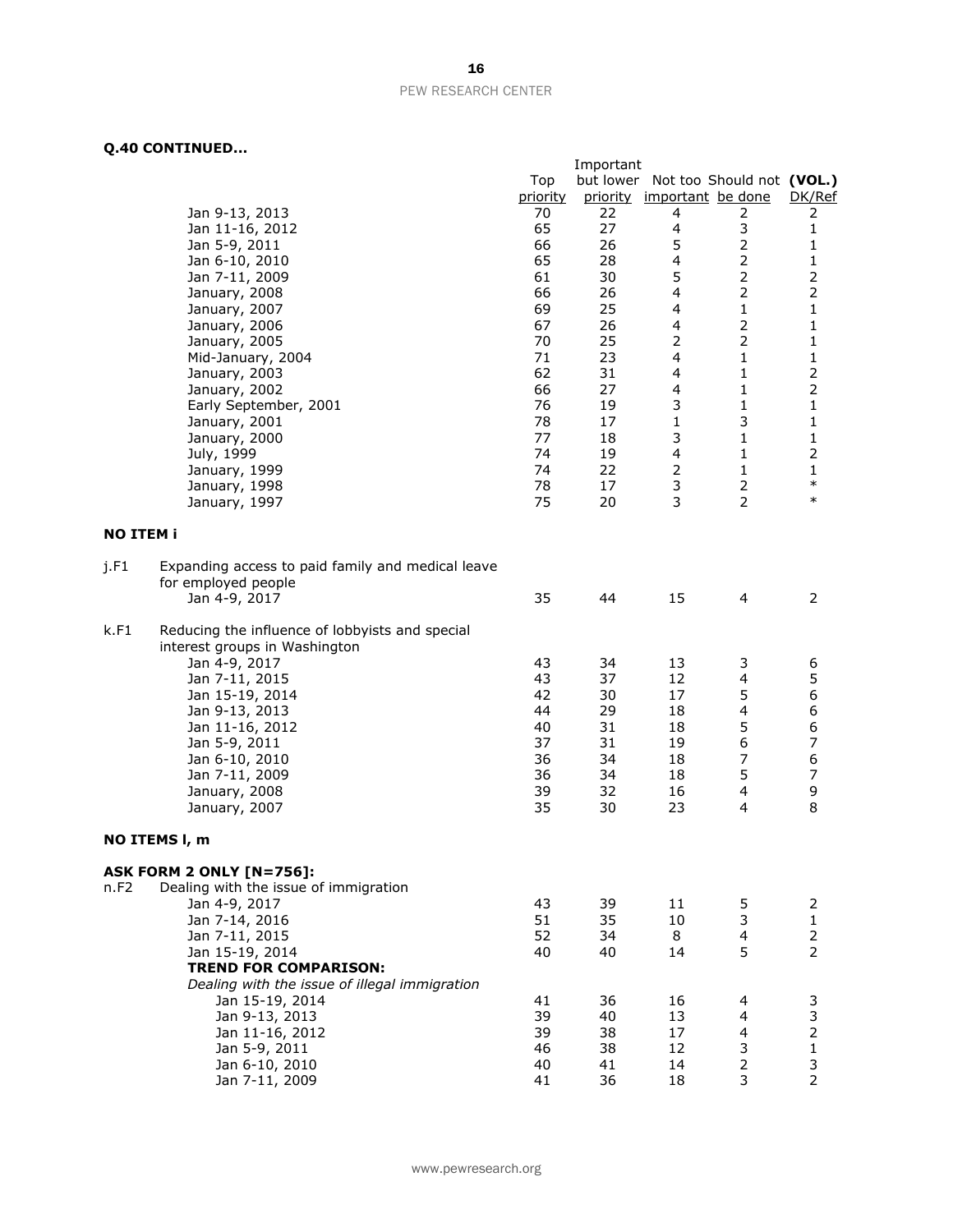**Q.40 CONTINUED…**

| | | Top priority | Important but lower priority | Not too important | Should not be done | (VOL.) DK/Ref |
|---|---|---|---|---|---|---|
| | Jan 9-13, 2013 | 70 | 22 | 4 | 2 | 2 |
| | Jan 11-16, 2012 | 65 | 27 | 4 | 3 | 1 |
| | Jan 5-9, 2011 | 66 | 26 | 5 | 2 | 1 |
| | Jan 6-10, 2010 | 65 | 28 | 4 | 2 | 1 |
| | Jan 7-11, 2009 | 61 | 30 | 5 | 2 | 2 |
| | January, 2008 | 66 | 26 | 4 | 2 | 2 |
| | January, 2007 | 69 | 25 | 4 | 1 | 1 |
| | January, 2006 | 67 | 26 | 4 | 2 | 1 |
| | January, 2005 | 70 | 25 | 2 | 2 | 1 |
| | Mid-January, 2004 | 71 | 23 | 4 | 1 | 1 |
| | January, 2003 | 62 | 31 | 4 | 1 | 2 |
| | January, 2002 | 66 | 27 | 4 | 1 | 2 |
| | Early September, 2001 | 76 | 19 | 3 | 1 | 1 |
| | January, 2001 | 78 | 17 | 1 | 3 | 1 |
| | January, 2000 | 77 | 18 | 3 | 1 | 1 |
| | July, 1999 | 74 | 19 | 4 | 1 | 2 |
| | January, 1999 | 74 | 22 | 2 | 1 | 1 |
| | January, 1998 | 78 | 17 | 3 | 2 | * |
| | January, 1997 | 75 | 20 | 3 | 2 | * |
| **NO ITEM i** | | | | | | |
| j.F1 | Expanding access to paid family and medical leave for employed people | | | | | |
| | Jan 4-9, 2017 | 35 | 44 | 15 | 4 | 2 |
| k.F1 | Reducing the influence of lobbyists and special interest groups in Washington | | | | | |
| | Jan 4-9, 2017 | 43 | 34 | 13 | 3 | 6 |
| | Jan 7-11, 2015 | 43 | 37 | 12 | 4 | 5 |
| | Jan 15-19, 2014 | 42 | 30 | 17 | 5 | 6 |
| | Jan 9-13, 2013 | 44 | 29 | 18 | 4 | 6 |
| | Jan 11-16, 2012 | 40 | 31 | 18 | 5 | 6 |
| | Jan 5-9, 2011 | 37 | 31 | 19 | 6 | 7 |
| | Jan 6-10, 2010 | 36 | 34 | 18 | 7 | 6 |
| | Jan 7-11, 2009 | 36 | 34 | 18 | 5 | 7 |
| | January, 2008 | 39 | 32 | 16 | 4 | 9 |
| | January, 2007 | 35 | 30 | 23 | 4 | 8 |
| **NO ITEMS l, m** | | | | | | |
| **ASK FORM 2 ONLY [N=756]:** | | | | | | |
| n.F2 | Dealing with the issue of immigration | | | | | |
| | Jan 4-9, 2017 | 43 | 39 | 11 | 5 | 2 |
| | Jan 7-14, 2016 | 51 | 35 | 10 | 3 | 1 |
| | Jan 7-11, 2015 | 52 | 34 | 8 | 4 | 2 |
| | Jan 15-19, 2014 | 40 | 40 | 14 | 5 | 2 |
| | **TREND FOR COMPARISON:** | | | | | |
| | *Dealing with the issue of illegal immigration* | | | | | |
| | Jan 15-19, 2014 | 41 | 36 | 16 | 4 | 3 |
| | Jan 9-13, 2013 | 39 | 40 | 13 | 4 | 3 |
| | Jan 11-16, 2012 | 39 | 38 | 17 | 4 | 2 |
| | Jan 5-9, 2011 | 46 | 38 | 12 | 3 | 1 |
| | Jan 6-10, 2010 | 40 | 41 | 14 | 2 | 3 |
| | Jan 7-11, 2009 | 41 | 36 | 18 | 3 | 2 |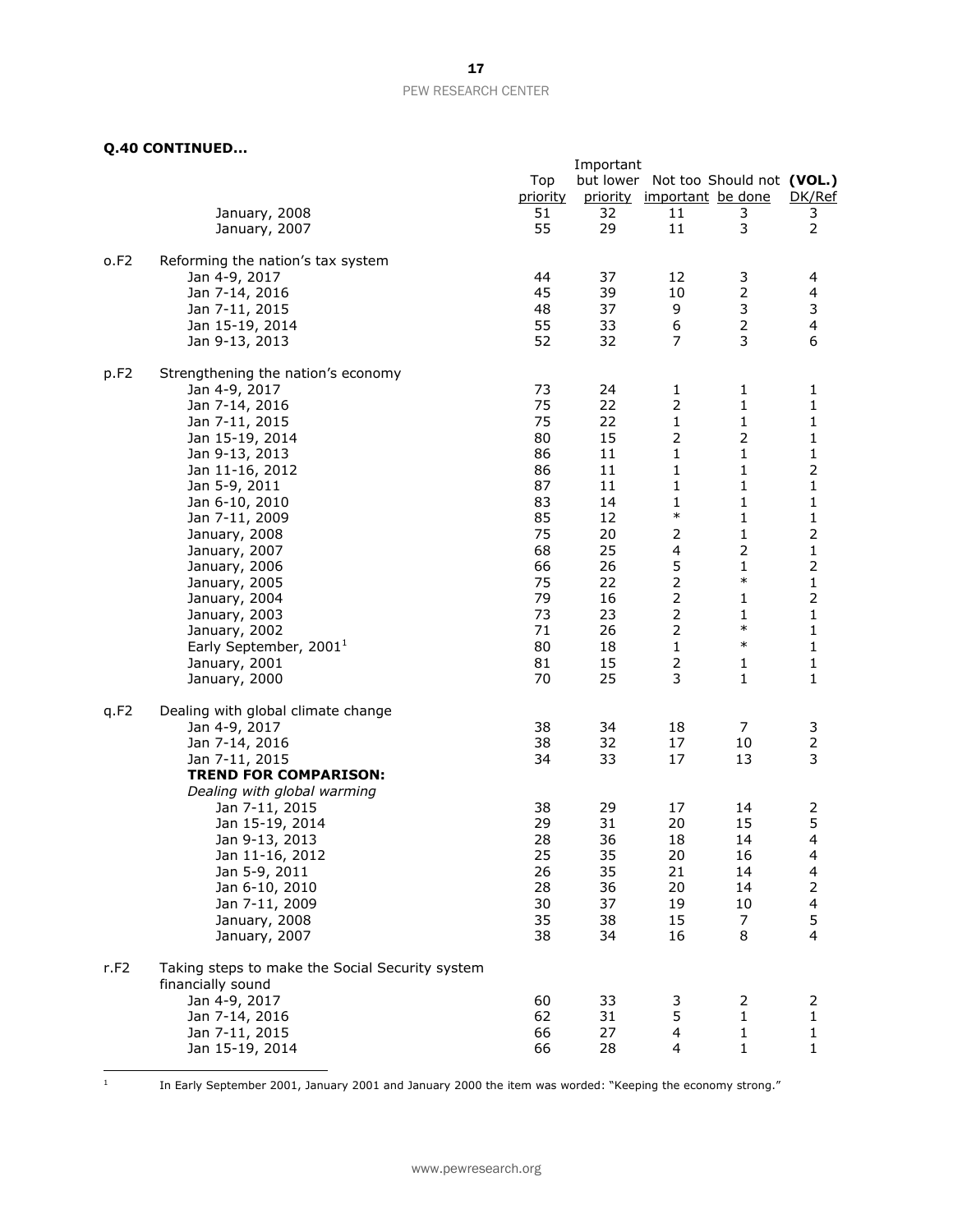**Q.40 CONTINUED…**

| | | Top priority | Important but lower priority | Not too important | Should not be done | (VOL.) DK/Ref |
|---|---|---|---|---|---|---|
| | January, 2008 | 51 | 32 | 11 | 3 | 3 |
| | January, 2007 | 55 | 29 | 11 | 3 | 2 |
| o.F2 | Reforming the nation's tax system | | | | | |
| | Jan 4-9, 2017 | 44 | 37 | 12 | 3 | 4 |
| | Jan 7-14, 2016 | 45 | 39 | 10 | 2 | 4 |
| | Jan 7-11, 2015 | 48 | 37 | 9 | 3 | 3 |
| | Jan 15-19, 2014 | 55 | 33 | 6 | 2 | 4 |
| | Jan 9-13, 2013 | 52 | 32 | 7 | 3 | 6 |
| p.F2 | Strengthening the nation's economy | | | | | |
| | Jan 4-9, 2017 | 73 | 24 | 1 | 1 | 1 |
| | Jan 7-14, 2016 | 75 | 22 | 2 | 1 | 1 |
| | Jan 7-11, 2015 | 75 | 22 | 1 | 1 | 1 |
| | Jan 15-19, 2014 | 80 | 15 | 2 | 2 | 1 |
| | Jan 9-13, 2013 | 86 | 11 | 1 | 1 | 1 |
| | Jan 11-16, 2012 | 86 | 11 | 1 | 1 | 2 |
| | Jan 5-9, 2011 | 87 | 11 | 1 | 1 | 1 |
| | Jan 6-10, 2010 | 83 | 14 | 1 | 1 | 1 |
| | Jan 7-11, 2009 | 85 | 12 | * | 1 | 1 |
| | January, 2008 | 75 | 20 | 2 | 1 | 2 |
| | January, 2007 | 68 | 25 | 4 | 2 | 1 |
| | January, 2006 | 66 | 26 | 5 | 1 | 2 |
| | January, 2005 | 75 | 22 | 2 | * | 1 |
| | January, 2004 | 79 | 16 | 2 | 1 | 2 |
| | January, 2003 | 73 | 23 | 2 | 1 | 1 |
| | January, 2002 | 71 | 26 | 2 | * | 1 |
| | Early September, 2001[1] | 80 | 18 | 1 | * | 1 |
| | January, 2001 | 81 | 15 | 2 | 1 | 1 |
| | January, 2000 | 70 | 25 | 3 | 1 | 1 |
| q.F2 | Dealing with global climate change | | | | | |
| | Jan 4-9, 2017 | 38 | 34 | 18 | 7 | 3 |
| | Jan 7-14, 2016 | 38 | 32 | 17 | 10 | 2 |
| | Jan 7-11, 2015 | 34 | 33 | 17 | 13 | 3 |
| | **TREND FOR COMPARISON:** | | | | | |
| | *Dealing with global warming* | | | | | |
| | Jan 7-11, 2015 | 38 | 29 | 17 | 14 | 2 |
| | Jan 15-19, 2014 | 29 | 31 | 20 | 15 | 5 |
| | Jan 9-13, 2013 | 28 | 36 | 18 | 14 | 4 |
| | Jan 11-16, 2012 | 25 | 35 | 20 | 16 | 4 |
| | Jan 5-9, 2011 | 26 | 35 | 21 | 14 | 4 |
| | Jan 6-10, 2010 | 28 | 36 | 20 | 14 | 2 |
| | Jan 7-11, 2009 | 30 | 37 | 19 | 10 | 4 |
| | January, 2008 | 35 | 38 | 15 | 7 | 5 |
| | January, 2007 | 38 | 34 | 16 | 8 | 4 |
| r.F2 | Taking steps to make the Social Security system financially sound | | | | | |
| | Jan 4-9, 2017 | 60 | 33 | 3 | 2 | 2 |
| | Jan 7-14, 2016 | 62 | 31 | 5 | 1 | 1 |
| | Jan 7-11, 2015 | 66 | 27 | 4 | 1 | 1 |
| | Jan 15-19, 2014 | 66 | 28 | 4 | 1 | 1 |

[1] In Early September 2001, January 2001 and January 2000 the item was worded: "Keeping the economy strong."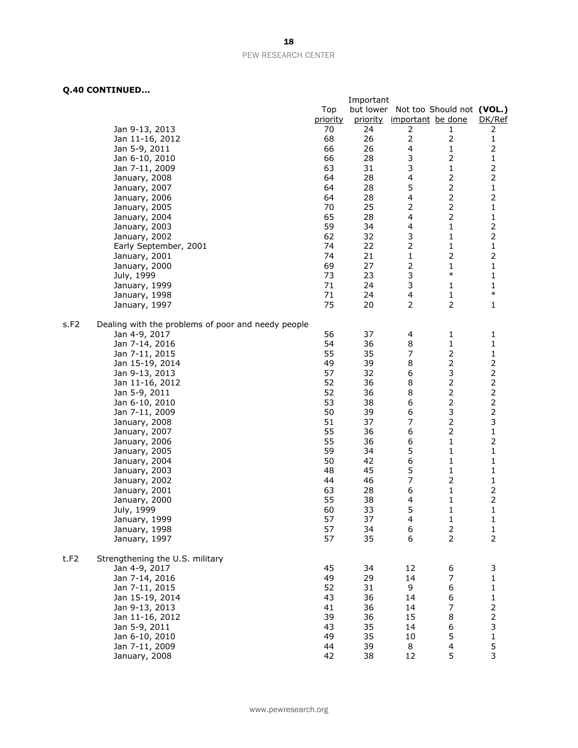**Q.40 CONTINUED…**

| | | Top priority | Important but lower priority | Not too important | Should not be done | (VOL.) DK/Ref |
|---|---|---|---|---|---|---|
| | Jan 9-13, 2013 | 70 | 24 | 2 | 1 | 2 |
| | Jan 11-16, 2012 | 68 | 26 | 2 | 2 | 1 |
| | Jan 5-9, 2011 | 66 | 26 | 4 | 1 | 2 |
| | Jan 6-10, 2010 | 66 | 28 | 3 | 2 | 1 |
| | Jan 7-11, 2009 | 63 | 31 | 3 | 1 | 2 |
| | January, 2008 | 64 | 28 | 4 | 2 | 2 |
| | January, 2007 | 64 | 28 | 5 | 2 | 1 |
| | January, 2006 | 64 | 28 | 4 | 2 | 2 |
| | January, 2005 | 70 | 25 | 2 | 2 | 1 |
| | January, 2004 | 65 | 28 | 4 | 2 | 1 |
| | January, 2003 | 59 | 34 | 4 | 1 | 2 |
| | January, 2002 | 62 | 32 | 3 | 1 | 2 |
| | Early September, 2001 | 74 | 22 | 2 | 1 | 1 |
| | January, 2001 | 74 | 21 | 1 | 2 | 2 |
| | January, 2000 | 69 | 27 | 2 | 1 | 1 |
| | July, 1999 | 73 | 23 | 3 | * | 1 |
| | January, 1999 | 71 | 24 | 3 | 1 | 1 |
| | January, 1998 | 71 | 24 | 4 | 1 | * |
| | January, 1997 | 75 | 20 | 2 | 2 | 1 |
| s.F2 | Dealing with the problems of poor and needy people | | | | | |
| | Jan 4-9, 2017 | 56 | 37 | 4 | 1 | 1 |
| | Jan 7-14, 2016 | 54 | 36 | 8 | 1 | 1 |
| | Jan 7-11, 2015 | 55 | 35 | 7 | 2 | 1 |
| | Jan 15-19, 2014 | 49 | 39 | 8 | 2 | 2 |
| | Jan 9-13, 2013 | 57 | 32 | 6 | 3 | 2 |
| | Jan 11-16, 2012 | 52 | 36 | 8 | 2 | 2 |
| | Jan 5-9, 2011 | 52 | 36 | 8 | 2 | 2 |
| | Jan 6-10, 2010 | 53 | 38 | 6 | 2 | 2 |
| | Jan 7-11, 2009 | 50 | 39 | 6 | 3 | 2 |
| | January, 2008 | 51 | 37 | 7 | 2 | 3 |
| | January, 2007 | 55 | 36 | 6 | 2 | 1 |
| | January, 2006 | 55 | 36 | 6 | 1 | 2 |
| | January, 2005 | 59 | 34 | 5 | 1 | 1 |
| | January, 2004 | 50 | 42 | 6 | 1 | 1 |
| | January, 2003 | 48 | 45 | 5 | 1 | 1 |
| | January, 2002 | 44 | 46 | 7 | 2 | 1 |
| | January, 2001 | 63 | 28 | 6 | 1 | 2 |
| | January, 2000 | 55 | 38 | 4 | 1 | 2 |
| | July, 1999 | 60 | 33 | 5 | 1 | 1 |
| | January, 1999 | 57 | 37 | 4 | 1 | 1 |
| | January, 1998 | 57 | 34 | 6 | 2 | 1 |
| | January, 1997 | 57 | 35 | 6 | 2 | 2 |
| t.F2 | Strengthening the U.S. military | | | | | |
| | Jan 4-9, 2017 | 45 | 34 | 12 | 6 | 3 |
| | Jan 7-14, 2016 | 49 | 29 | 14 | 7 | 1 |
| | Jan 7-11, 2015 | 52 | 31 | 9 | 6 | 1 |
| | Jan 15-19, 2014 | 43 | 36 | 14 | 6 | 1 |
| | Jan 9-13, 2013 | 41 | 36 | 14 | 7 | 2 |
| | Jan 11-16, 2012 | 39 | 36 | 15 | 8 | 2 |
| | Jan 5-9, 2011 | 43 | 35 | 14 | 6 | 3 |
| | Jan 6-10, 2010 | 49 | 35 | 10 | 5 | 1 |
| | Jan 7-11, 2009 | 44 | 39 | 8 | 4 | 5 |
| | January, 2008 | 42 | 38 | 12 | 5 | 3 |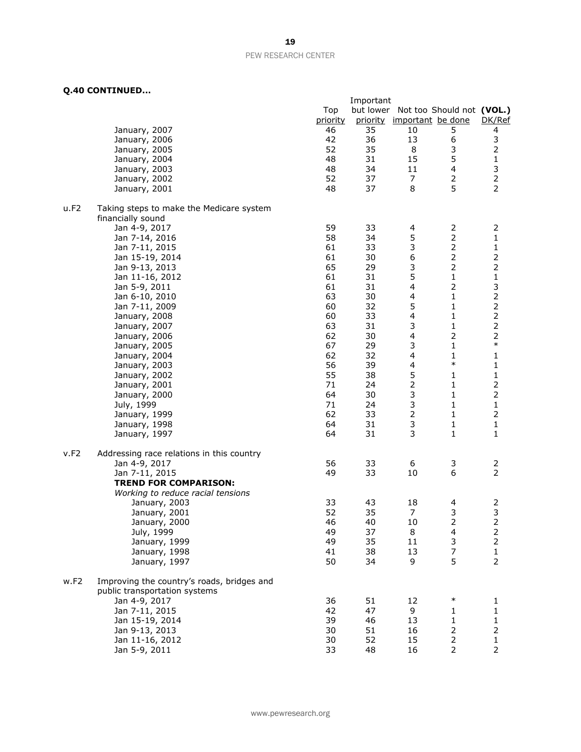**Q.40 CONTINUED…**

| | | Top priority | Important but lower priority | Not too important | Should not be done | (VOL.) DK/Ref |
|---|---|---|---|---|---|---|
| | January, 2007 | 46 | 35 | 10 | 5 | 4 |
| | January, 2006 | 42 | 36 | 13 | 6 | 3 |
| | January, 2005 | 52 | 35 | 8 | 3 | 2 |
| | January, 2004 | 48 | 31 | 15 | 5 | 1 |
| | January, 2003 | 48 | 34 | 11 | 4 | 3 |
| | January, 2002 | 52 | 37 | 7 | 2 | 2 |
| | January, 2001 | 48 | 37 | 8 | 5 | 2 |
| u.F2 | Taking steps to make the Medicare system financially sound | | | | | |
| | Jan 4-9, 2017 | 59 | 33 | 4 | 2 | 2 |
| | Jan 7-14, 2016 | 58 | 34 | 5 | 2 | 1 |
| | Jan 7-11, 2015 | 61 | 33 | 3 | 2 | 1 |
| | Jan 15-19, 2014 | 61 | 30 | 6 | 2 | 2 |
| | Jan 9-13, 2013 | 65 | 29 | 3 | 2 | 2 |
| | Jan 11-16, 2012 | 61 | 31 | 5 | 1 | 1 |
| | Jan 5-9, 2011 | 61 | 31 | 4 | 2 | 3 |
| | Jan 6-10, 2010 | 63 | 30 | 4 | 1 | 2 |
| | Jan 7-11, 2009 | 60 | 32 | 5 | 1 | 2 |
| | January, 2008 | 60 | 33 | 4 | 1 | 2 |
| | January, 2007 | 63 | 31 | 3 | 1 | 2 |
| | January, 2006 | 62 | 30 | 4 | 2 | 2 |
| | January, 2005 | 67 | 29 | 3 | 1 | * |
| | January, 2004 | 62 | 32 | 4 | 1 | 1 |
| | January, 2003 | 56 | 39 | 4 | * | 1 |
| | January, 2002 | 55 | 38 | 5 | 1 | 1 |
| | January, 2001 | 71 | 24 | 2 | 1 | 2 |
| | January, 2000 | 64 | 30 | 3 | 1 | 2 |
| | July, 1999 | 71 | 24 | 3 | 1 | 1 |
| | January, 1999 | 62 | 33 | 2 | 1 | 2 |
| | January, 1998 | 64 | 31 | 3 | 1 | 1 |
| | January, 1997 | 64 | 31 | 3 | 1 | 1 |
| v.F2 | Addressing race relations in this country | | | | | |
| | Jan 4-9, 2017 | 56 | 33 | 6 | 3 | 2 |
| | Jan 7-11, 2015 | 49 | 33 | 10 | 6 | 2 |
| | **TREND FOR COMPARISON:** | | | | | |
| | *Working to reduce racial tensions* | | | | | |
| | January, 2003 | 33 | 43 | 18 | 4 | 2 |
| | January, 2001 | 52 | 35 | 7 | 3 | 3 |
| | January, 2000 | 46 | 40 | 10 | 2 | 2 |
| | July, 1999 | 49 | 37 | 8 | 4 | 2 |
| | January, 1999 | 49 | 35 | 11 | 3 | 2 |
| | January, 1998 | 41 | 38 | 13 | 7 | 1 |
| | January, 1997 | 50 | 34 | 9 | 5 | 2 |
| w.F2 | Improving the country's roads, bridges and public transportation systems | | | | | |
| | Jan 4-9, 2017 | 36 | 51 | 12 | * | 1 |
| | Jan 7-11, 2015 | 42 | 47 | 9 | 1 | 1 |
| | Jan 15-19, 2014 | 39 | 46 | 13 | 1 | 1 |
| | Jan 9-13, 2013 | 30 | 51 | 16 | 2 | 2 |
| | Jan 11-16, 2012 | 30 | 52 | 15 | 2 | 1 |
| | Jan 5-9, 2011 | 33 | 48 | 16 | 2 | 2 |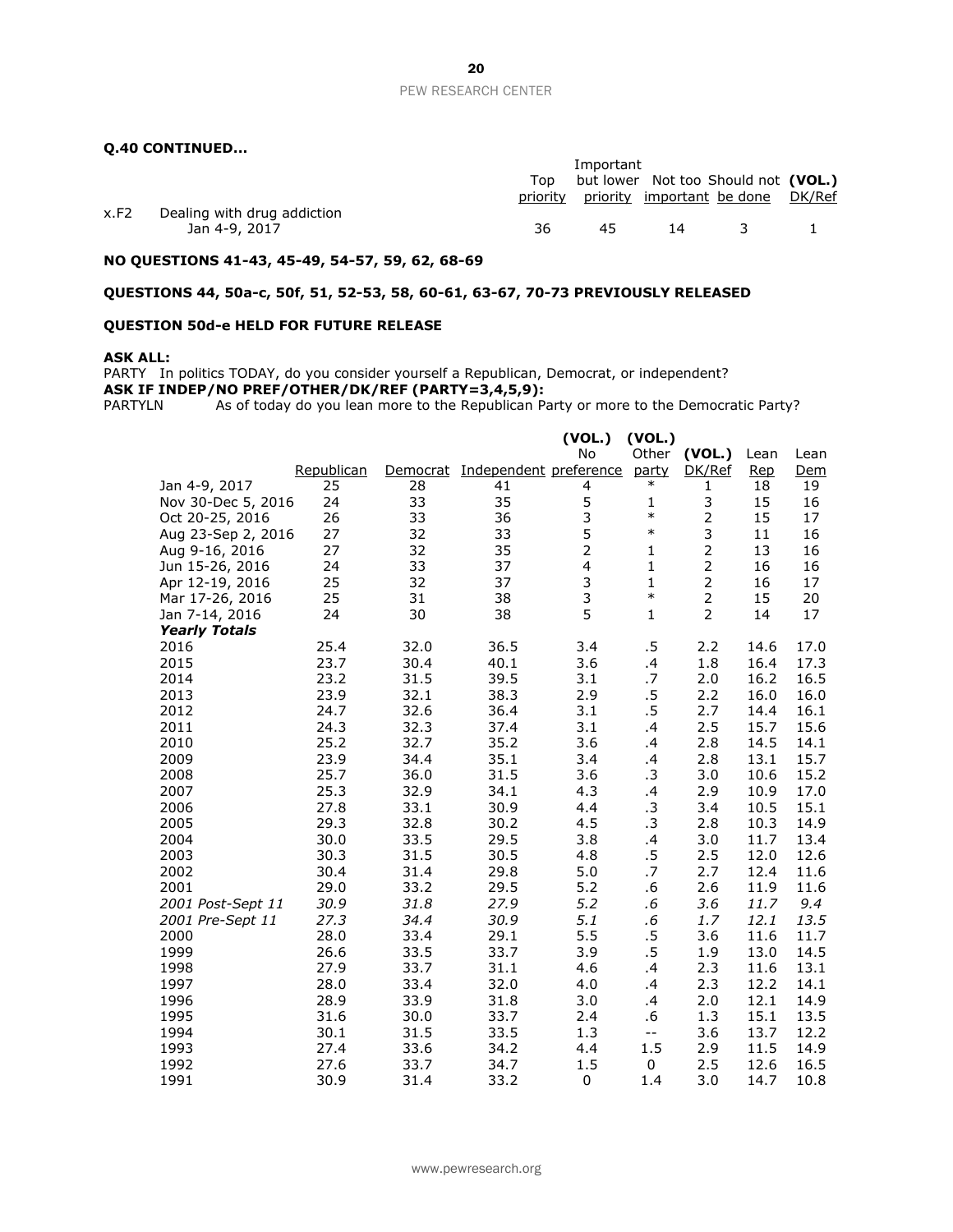**Q.40 CONTINUED…**

| | | Top priority | Important but lower priority | Not too important | Should not be done | **(VOL.)** DK/Ref |
|---|---|---|---|---|---|---|
| x.F2 | Dealing with drug addiction | | | | | |
| | Jan 4-9, 2017 | 36 | 45 | 14 | 3 | 1 |

**NO QUESTIONS 41-43, 45-49, 54-57, 59, 62, 68-69**

**QUESTIONS 44, 50a-c, 50f, 51, 52-53, 58, 60-61, 63-67, 70-73 PREVIOUSLY RELEASED**

**QUESTION 50d-e HELD FOR FUTURE RELEASE**

**ASK ALL:**
PARTY In politics TODAY, do you consider yourself a Republican, Democrat, or independent?
**ASK IF INDEP/NO PREF/OTHER/DK/REF (PARTY=3,4,5,9):**
PARTYLN As of today do you lean more to the Republican Party or more to the Democratic Party?

| | Republican | Democrat | Independent | **(VOL.)** No preference | **(VOL.)** Other party | **(VOL.)** DK/Ref | Lean Rep | Lean Dem |
|---|---|---|---|---|---|---|---|---|
| Jan 4-9, 2017 | 25 | 28 | 41 | 4 | * | 1 | 18 | 19 |
| Nov 30-Dec 5, 2016 | 24 | 33 | 35 | 5 | 1 | 3 | 15 | 16 |
| Oct 20-25, 2016 | 26 | 33 | 36 | 3 | * | 2 | 15 | 17 |
| Aug 23-Sep 2, 2016 | 27 | 32 | 33 | 5 | * | 3 | 11 | 16 |
| Aug 9-16, 2016 | 27 | 32 | 35 | 2 | 1 | 2 | 13 | 16 |
| Jun 15-26, 2016 | 24 | 33 | 37 | 4 | 1 | 2 | 16 | 16 |
| Apr 12-19, 2016 | 25 | 32 | 37 | 3 | 1 | 2 | 16 | 17 |
| Mar 17-26, 2016 | 25 | 31 | 38 | 3 | * | 2 | 15 | 20 |
| Jan 7-14, 2016 | 24 | 30 | 38 | 5 | 1 | 2 | 14 | 17 |
| ***Yearly Totals*** | | | | | | | | |
| 2016 | 25.4 | 32.0 | 36.5 | 3.4 | .5 | 2.2 | 14.6 | 17.0 |
| 2015 | 23.7 | 30.4 | 40.1 | 3.6 | .4 | 1.8 | 16.4 | 17.3 |
| 2014 | 23.2 | 31.5 | 39.5 | 3.1 | .7 | 2.0 | 16.2 | 16.5 |
| 2013 | 23.9 | 32.1 | 38.3 | 2.9 | .5 | 2.2 | 16.0 | 16.0 |
| 2012 | 24.7 | 32.6 | 36.4 | 3.1 | .5 | 2.7 | 14.4 | 16.1 |
| 2011 | 24.3 | 32.3 | 37.4 | 3.1 | .4 | 2.5 | 15.7 | 15.6 |
| 2010 | 25.2 | 32.7 | 35.2 | 3.6 | .4 | 2.8 | 14.5 | 14.1 |
| 2009 | 23.9 | 34.4 | 35.1 | 3.4 | .4 | 2.8 | 13.1 | 15.7 |
| 2008 | 25.7 | 36.0 | 31.5 | 3.6 | .3 | 3.0 | 10.6 | 15.2 |
| 2007 | 25.3 | 32.9 | 34.1 | 4.3 | .4 | 2.9 | 10.9 | 17.0 |
| 2006 | 27.8 | 33.1 | 30.9 | 4.4 | .3 | 3.4 | 10.5 | 15.1 |
| 2005 | 29.3 | 32.8 | 30.2 | 4.5 | .3 | 2.8 | 10.3 | 14.9 |
| 2004 | 30.0 | 33.5 | 29.5 | 3.8 | .4 | 3.0 | 11.7 | 13.4 |
| 2003 | 30.3 | 31.5 | 30.5 | 4.8 | .5 | 2.5 | 12.0 | 12.6 |
| 2002 | 30.4 | 31.4 | 29.8 | 5.0 | .7 | 2.7 | 12.4 | 11.6 |
| 2001 | 29.0 | 33.2 | 29.5 | 5.2 | .6 | 2.6 | 11.9 | 11.6 |
| *2001 Post-Sept 11* | *30.9* | *31.8* | *27.9* | *5.2* | *.6* | *3.6* | *11.7* | *9.4* |
| *2001 Pre-Sept 11* | *27.3* | *34.4* | *30.9* | *5.1* | *.6* | *1.7* | *12.1* | *13.5* |
| 2000 | 28.0 | 33.4 | 29.1 | 5.5 | .5 | 3.6 | 11.6 | 11.7 |
| 1999 | 26.6 | 33.5 | 33.7 | 3.9 | .5 | 1.9 | 13.0 | 14.5 |
| 1998 | 27.9 | 33.7 | 31.1 | 4.6 | .4 | 2.3 | 11.6 | 13.1 |
| 1997 | 28.0 | 33.4 | 32.0 | 4.0 | .4 | 2.3 | 12.2 | 14.1 |
| 1996 | 28.9 | 33.9 | 31.8 | 3.0 | .4 | 2.0 | 12.1 | 14.9 |
| 1995 | 31.6 | 30.0 | 33.7 | 2.4 | .6 | 1.3 | 15.1 | 13.5 |
| 1994 | 30.1 | 31.5 | 33.5 | 1.3 | -- | 3.6 | 13.7 | 12.2 |
| 1993 | 27.4 | 33.6 | 34.2 | 4.4 | 1.5 | 2.9 | 11.5 | 14.9 |
| 1992 | 27.6 | 33.7 | 34.7 | 1.5 | 0 | 2.5 | 12.6 | 16.5 |
| 1991 | 30.9 | 31.4 | 33.2 | 0 | 1.4 | 3.0 | 14.7 | 10.8 |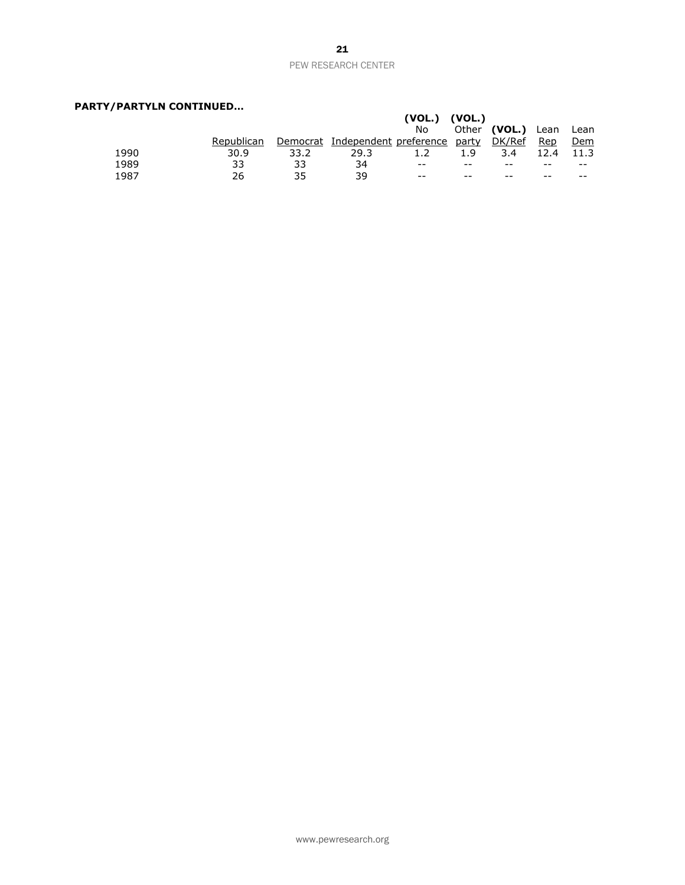**PARTY/PARTYLN CONTINUED…**

| | Republican | Democrat | Independent | **(VOL.)** No preference | **(VOL.)** Other party | **(VOL.)** DK/Ref | Lean Rep | Lean Dem |
|---|---|---|---|---|---|---|---|---|
| 1990 | 30.9 | 33.2 | 29.3 | 1.2 | 1.9 | 3.4 | 12.4 | 11.3 |
| 1989 | 33 | 33 | 34 | -- | -- | -- | -- | -- |
| 1987 | 26 | 35 | 39 | -- | -- | -- | -- | -- |